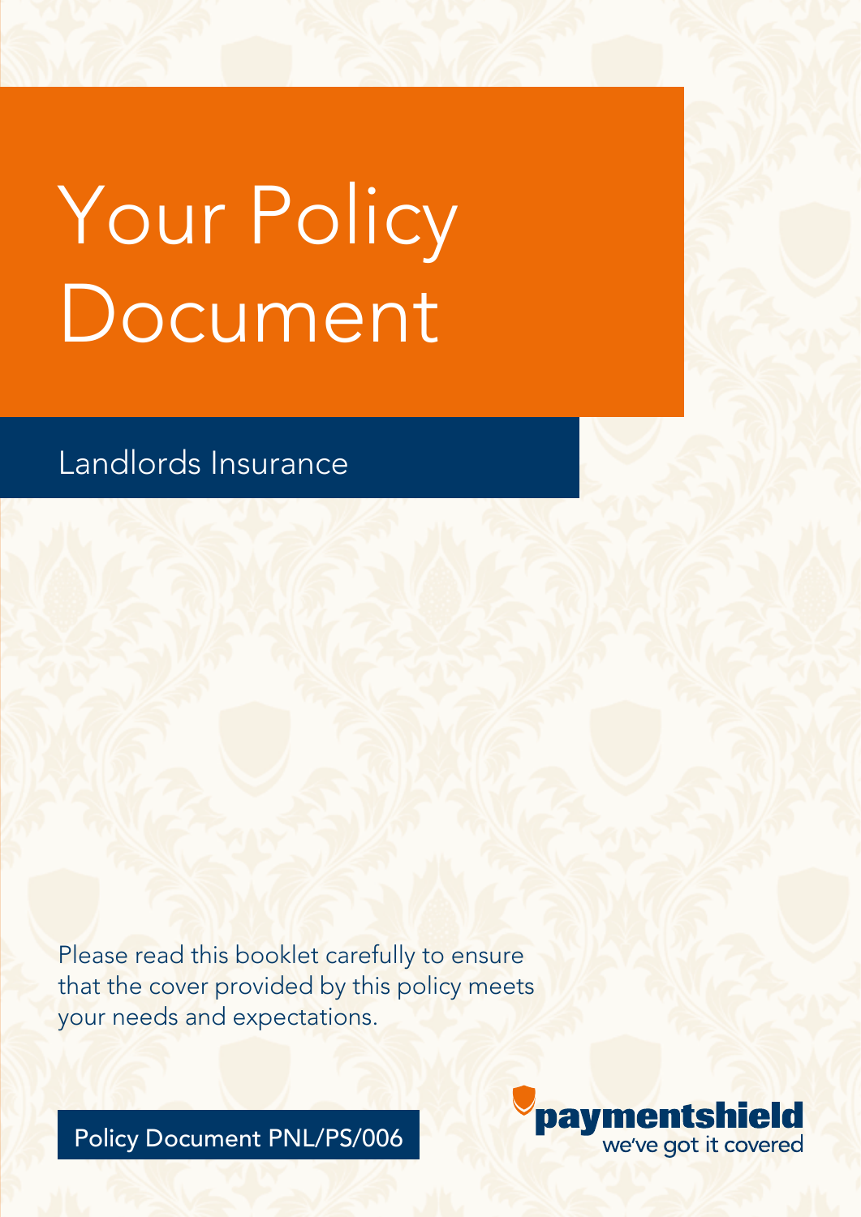# Your Policy Document

## Landlords Insurance

Please read this booklet carefully to ensure that the cover provided by this policy meets your needs and expectations.

Policy Document PNL/PS/006

paymentshield
we've got it covered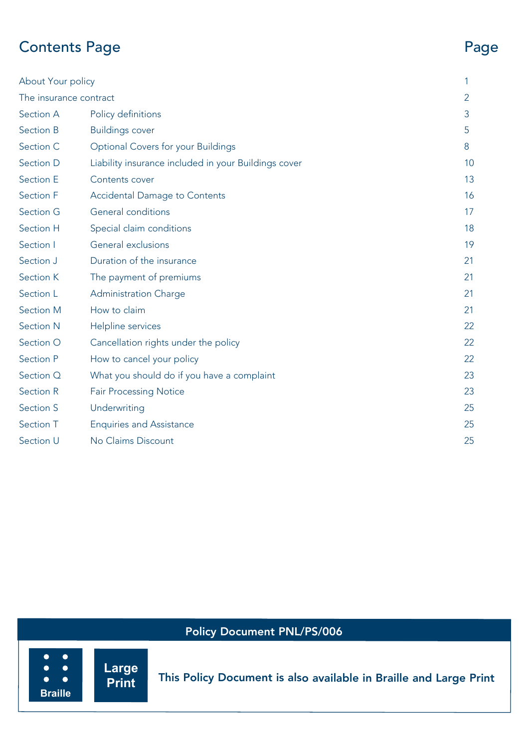# Contents Page

| | | Page |
|---|---|---|
| About Your policy | | 1 |
| The insurance contract | | 2 |
| Section A | Policy definitions | 3 |
| Section B | Buildings cover | 5 |
| Section C | Optional Covers for your Buildings | 8 |
| Section D | Liability insurance included in your Buildings cover | 10 |
| Section E | Contents cover | 13 |
| Section F | Accidental Damage to Contents | 16 |
| Section G | General conditions | 17 |
| Section H | Special claim conditions | 18 |
| Section I | General exclusions | 19 |
| Section J | Duration of the insurance | 21 |
| Section K | The payment of premiums | 21 |
| Section L | Administration Charge | 21 |
| Section M | How to claim | 21 |
| Section N | Helpline services | 22 |
| Section O | Cancellation rights under the policy | 22 |
| Section P | How to cancel your policy | 22 |
| Section Q | What you should do if you have a complaint | 23 |
| Section R | Fair Processing Notice | 23 |
| Section S | Underwriting | 25 |
| Section T | Enquiries and Assistance | 25 |
| Section U | No Claims Discount | 25 |

**Policy Document PNL/PS/006**

Braille | Large Print

**This Policy Document is also available in Braille and Large Print**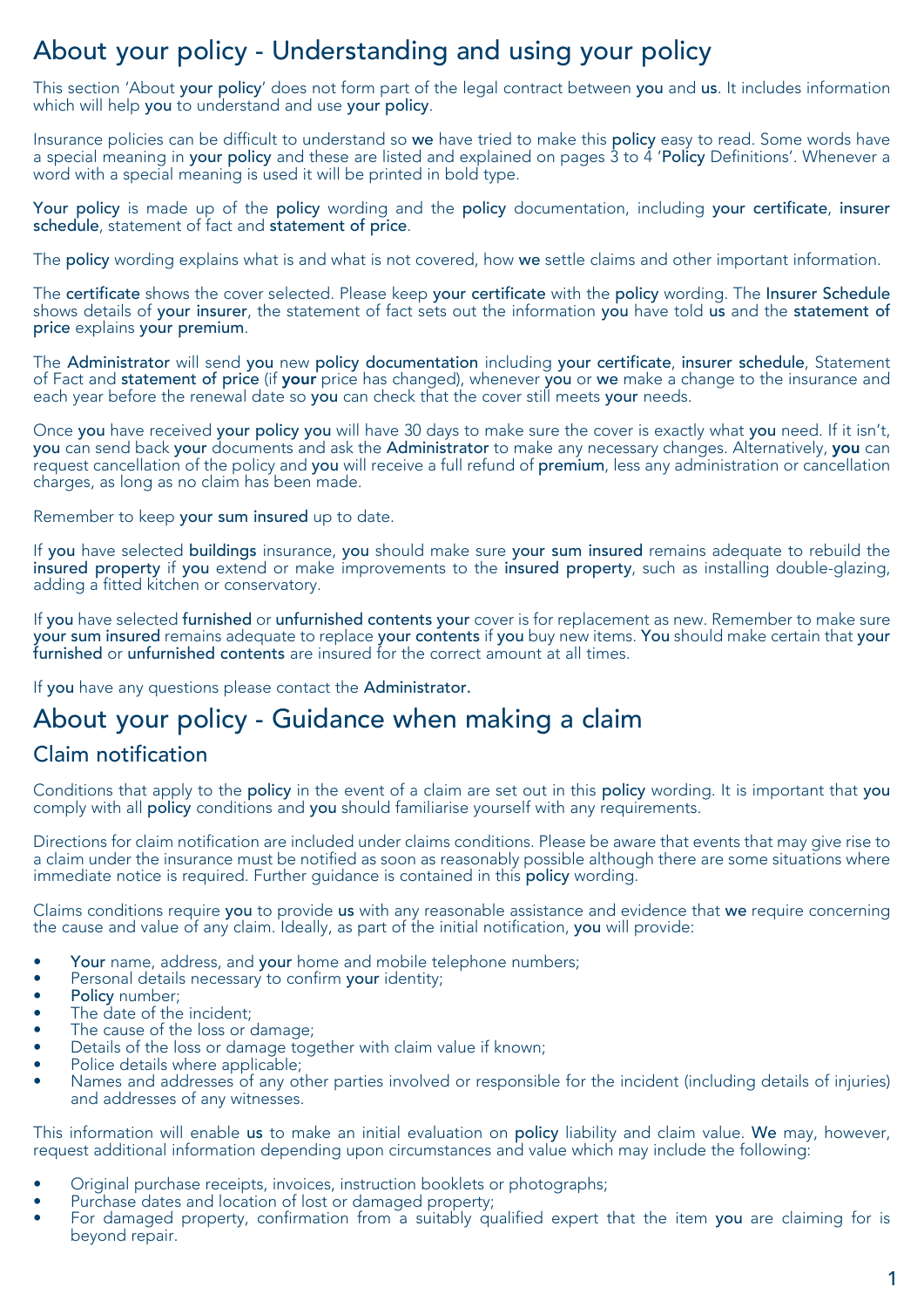# About your policy - Understanding and using your policy

This section 'About **your policy**' does not form part of the legal contract between **you** and **us**. It includes information which will help **you** to understand and use **your policy**.

Insurance policies can be difficult to understand so **we** have tried to make this **policy** easy to read. Some words have a special meaning in **your policy** and these are listed and explained on pages 3 to 4 '**Policy** Definitions'. Whenever a word with a special meaning is used it will be printed in bold type.

**Your policy** is made up of the **policy** wording and the **policy** documentation, including **your certificate**, **insurer schedule**, statement of fact and **statement of price**.

The **policy** wording explains what is and what is not covered, how **we** settle claims and other important information.

The **certificate** shows the cover selected. Please keep **your certificate** with the **policy** wording. The **Insurer Schedule** shows details of **your insurer**, the statement of fact sets out the information **you** have told **us** and the **statement of price** explains **your premium**.

The **Administrator** will send **you** new **policy documentation** including **your certificate**, **insurer schedule**, Statement of Fact and **statement of price** (if **your** price has changed), whenever **you** or **we** make a change to the insurance and each year before the renewal date so **you** can check that the cover still meets **your** needs.

Once **you** have received **your policy you** will have 30 days to make sure the cover is exactly what **you** need. If it isn't, **you** can send back **your** documents and ask the **Administrator** to make any necessary changes. Alternatively, **you** can request cancellation of the policy and **you** will receive a full refund of **premium**, less any administration or cancellation charges, as long as no claim has been made.

Remember to keep **your sum insured** up to date.

If **you** have selected **buildings** insurance, **you** should make sure **your sum insured** remains adequate to rebuild the **insured property** if **you** extend or make improvements to the **insured property**, such as installing double-glazing, adding a fitted kitchen or conservatory.

If **you** have selected **furnished** or **unfurnished contents your** cover is for replacement as new. Remember to make sure **your sum insured** remains adequate to replace **your contents** if **you** buy new items. **You** should make certain that **your furnished** or **unfurnished contents** are insured for the correct amount at all times.

If **you** have any questions please contact the **Administrator.**

# About your policy - Guidance when making a claim

## Claim notification

Conditions that apply to the **policy** in the event of a claim are set out in this **policy** wording. It is important that **you** comply with all **policy** conditions and **you** should familiarise yourself with any requirements.

Directions for claim notification are included under claims conditions. Please be aware that events that may give rise to a claim under the insurance must be notified as soon as reasonably possible although there are some situations where immediate notice is required. Further guidance is contained in this **policy** wording.

Claims conditions require **you** to provide **us** with any reasonable assistance and evidence that **we** require concerning the cause and value of any claim. Ideally, as part of the initial notification, **you** will provide:

- **Your** name, address, and **your** home and mobile telephone numbers;
- Personal details necessary to confirm **your** identity;
- **Policy** number;
- The date of the incident;
- The cause of the loss or damage;
- Details of the loss or damage together with claim value if known;
- Police details where applicable;
- Names and addresses of any other parties involved or responsible for the incident (including details of injuries) and addresses of any witnesses.

This information will enable **us** to make an initial evaluation on **policy** liability and claim value. **We** may, however, request additional information depending upon circumstances and value which may include the following:

- Original purchase receipts, invoices, instruction booklets or photographs;
- Purchase dates and location of lost or damaged property;
- For damaged property, confirmation from a suitably qualified expert that the item **you** are claiming for is beyond repair.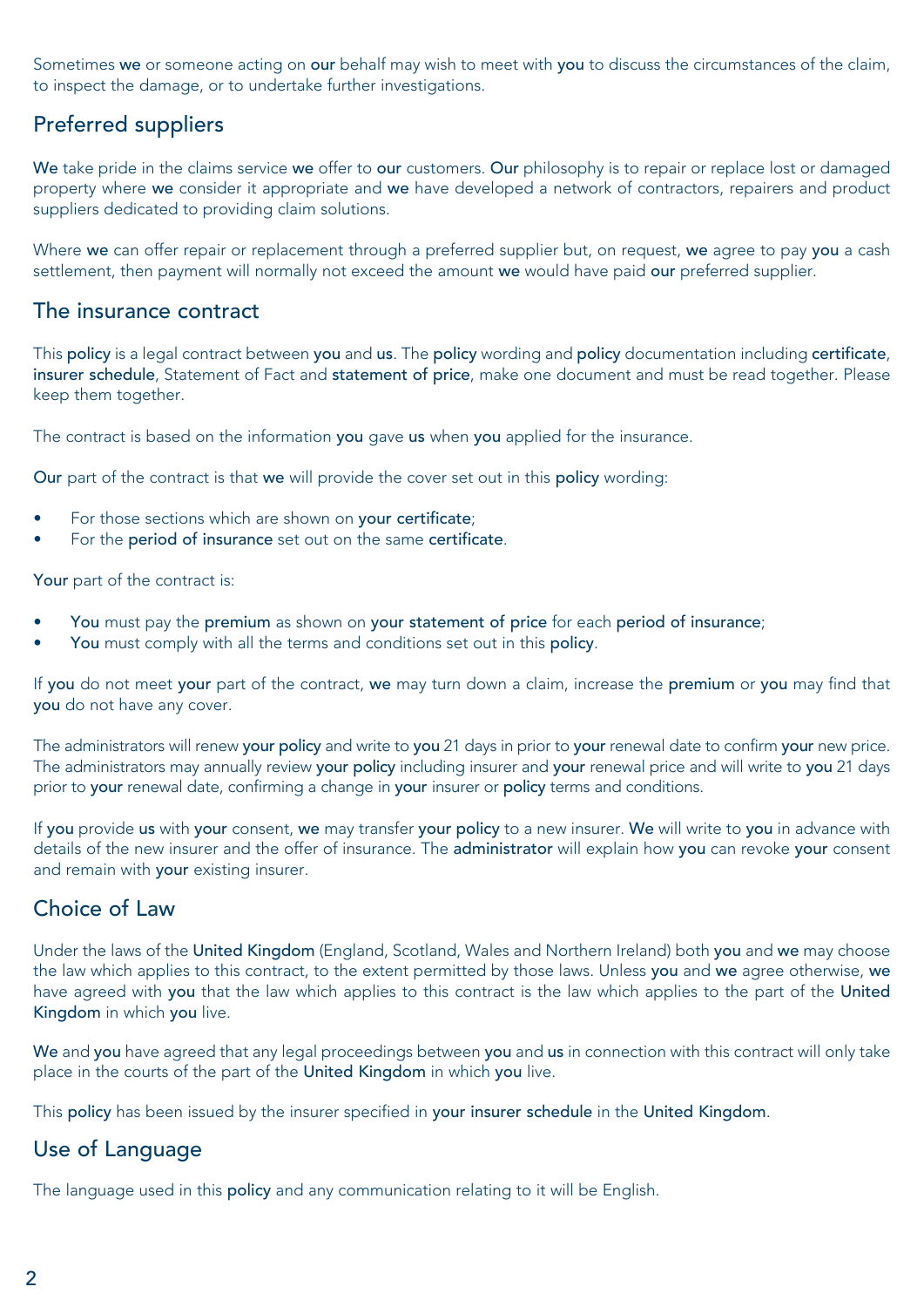Sometimes **we** or someone acting on **our** behalf may wish to meet with **you** to discuss the circumstances of the claim, to inspect the damage, or to undertake further investigations.

## Preferred suppliers

**We** take pride in the claims service **we** offer to **our** customers. **Our** philosophy is to repair or replace lost or damaged property where **we** consider it appropriate and **we** have developed a network of contractors, repairers and product suppliers dedicated to providing claim solutions.

Where **we** can offer repair or replacement through a preferred supplier but, on request, **we** agree to pay **you** a cash settlement, then payment will normally not exceed the amount **we** would have paid **our** preferred supplier.

## The insurance contract

This **policy** is a legal contract between **you** and **us**. The **policy** wording and **policy** documentation including **certificate**, **insurer schedule**, Statement of Fact and **statement of price**, make one document and must be read together. Please keep them together.

The contract is based on the information **you** gave **us** when **you** applied for the insurance.

**Our** part of the contract is that **we** will provide the cover set out in this **policy** wording:

- For those sections which are shown on **your certificate**;
- For the **period of insurance** set out on the same **certificate**.

**Your** part of the contract is:

- **You** must pay the **premium** as shown on **your statement of price** for each **period of insurance**;
- **You** must comply with all the terms and conditions set out in this **policy**.

If **you** do not meet **your** part of the contract, **we** may turn down a claim, increase the **premium** or **you** may find that **you** do not have any cover.

The administrators will renew **your policy** and write to **you** 21 days in prior to **your** renewal date to confirm **your** new price. The administrators may annually review **your policy** including insurer and **your** renewal price and will write to **you** 21 days prior to **your** renewal date, confirming a change in **your** insurer or **policy** terms and conditions.

If **you** provide **us** with **your** consent, **we** may transfer **your policy** to a new insurer. **We** will write to **you** in advance with details of the new insurer and the offer of insurance. The **administrator** will explain how **you** can revoke **your** consent and remain with **your** existing insurer.

## Choice of Law

Under the laws of the **United Kingdom** (England, Scotland, Wales and Northern Ireland) both **you** and **we** may choose the law which applies to this contract, to the extent permitted by those laws. Unless **you** and **we** agree otherwise, **we** have agreed with **you** that the law which applies to this contract is the law which applies to the part of the **United Kingdom** in which **you** live.

**We** and **you** have agreed that any legal proceedings between **you** and **us** in connection with this contract will only take place in the courts of the part of the **United Kingdom** in which **you** live.

This **policy** has been issued by the insurer specified in **your insurer schedule** in the **United Kingdom**.

## Use of Language

The language used in this **policy** and any communication relating to it will be English.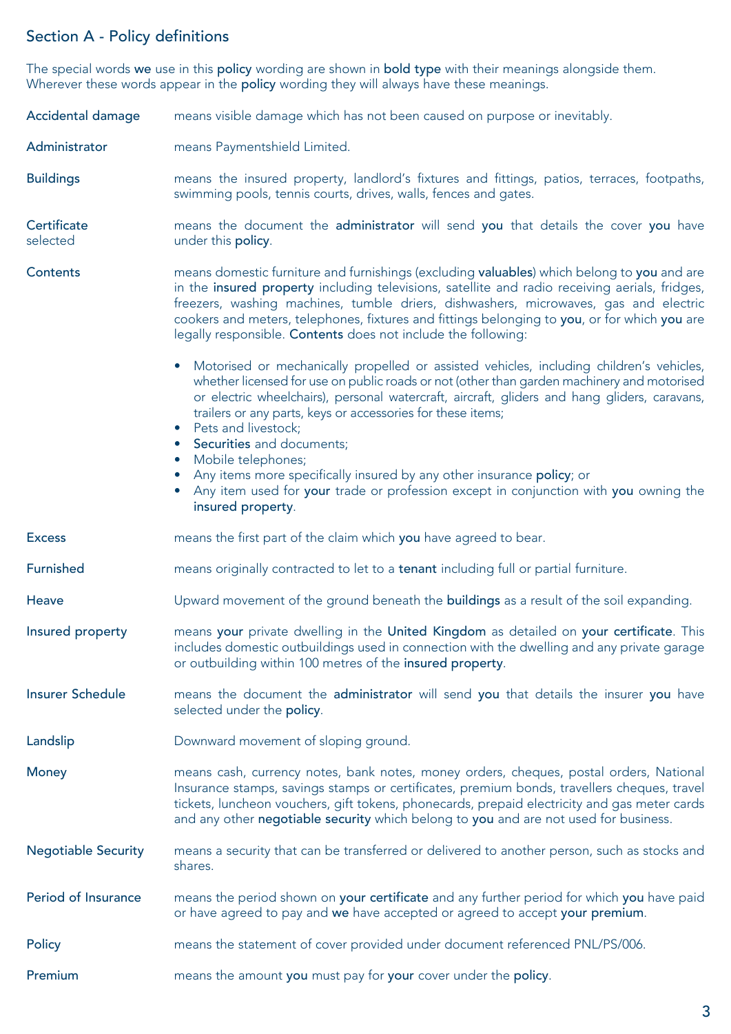## Section A - Policy definitions

The special words **we** use in this **policy** wording are shown in **bold type** with their meanings alongside them. Wherever these words appear in the **policy** wording they will always have these meanings.

**Accidental damage** means visible damage which has not been caused on purpose or inevitably.

**Administrator** means Paymentshield Limited.

**Buildings** means the insured property, landlord's fixtures and fittings, patios, terraces, footpaths, swimming pools, tennis courts, drives, walls, fences and gates.

**Certificate selected** means the document the **administrator** will send **you** that details the cover **you** have under this **policy**.

**Contents** means domestic furniture and furnishings (excluding **valuables**) which belong to **you** and are in the **insured property** including televisions, satellite and radio receiving aerials, fridges, freezers, washing machines, tumble driers, dishwashers, microwaves, gas and electric cookers and meters, telephones, fixtures and fittings belonging to **you**, or for which **you** are legally responsible. **Contents** does not include the following:

- Motorised or mechanically propelled or assisted vehicles, including children's vehicles, whether licensed for use on public roads or not (other than garden machinery and motorised or electric wheelchairs), personal watercraft, aircraft, gliders and hang gliders, caravans, trailers or any parts, keys or accessories for these items;
- Pets and livestock;
- **Securities** and documents;
- Mobile telephones;
- Any items more specifically insured by any other insurance **policy**; or
- Any item used for **your** trade or profession except in conjunction with **you** owning the **insured property**.

**Excess** means the first part of the claim which **you** have agreed to bear.

**Furnished** means originally contracted to let to a **tenant** including full or partial furniture.

**Heave** Upward movement of the ground beneath the **buildings** as a result of the soil expanding.

**Insured property** means **your** private dwelling in the **United Kingdom** as detailed on **your certificate**. This includes domestic outbuildings used in connection with the dwelling and any private garage or outbuilding within 100 metres of the **insured property**.

**Insurer Schedule** means the document the **administrator** will send **you** that details the insurer **you** have selected under the **policy**.

**Landslip** Downward movement of sloping ground.

**Money** means cash, currency notes, bank notes, money orders, cheques, postal orders, National Insurance stamps, savings stamps or certificates, premium bonds, travellers cheques, travel tickets, luncheon vouchers, gift tokens, phonecards, prepaid electricity and gas meter cards and any other **negotiable security** which belong to **you** and are not used for business.

**Negotiable Security** means a security that can be transferred or delivered to another person, such as stocks and shares.

**Period of Insurance** means the period shown on **your certificate** and any further period for which **you** have paid or have agreed to pay and **we** have accepted or agreed to accept **your premium**.

**Policy** means the statement of cover provided under document referenced PNL/PS/006.

**Premium** means the amount **you** must pay for **your** cover under the **policy**.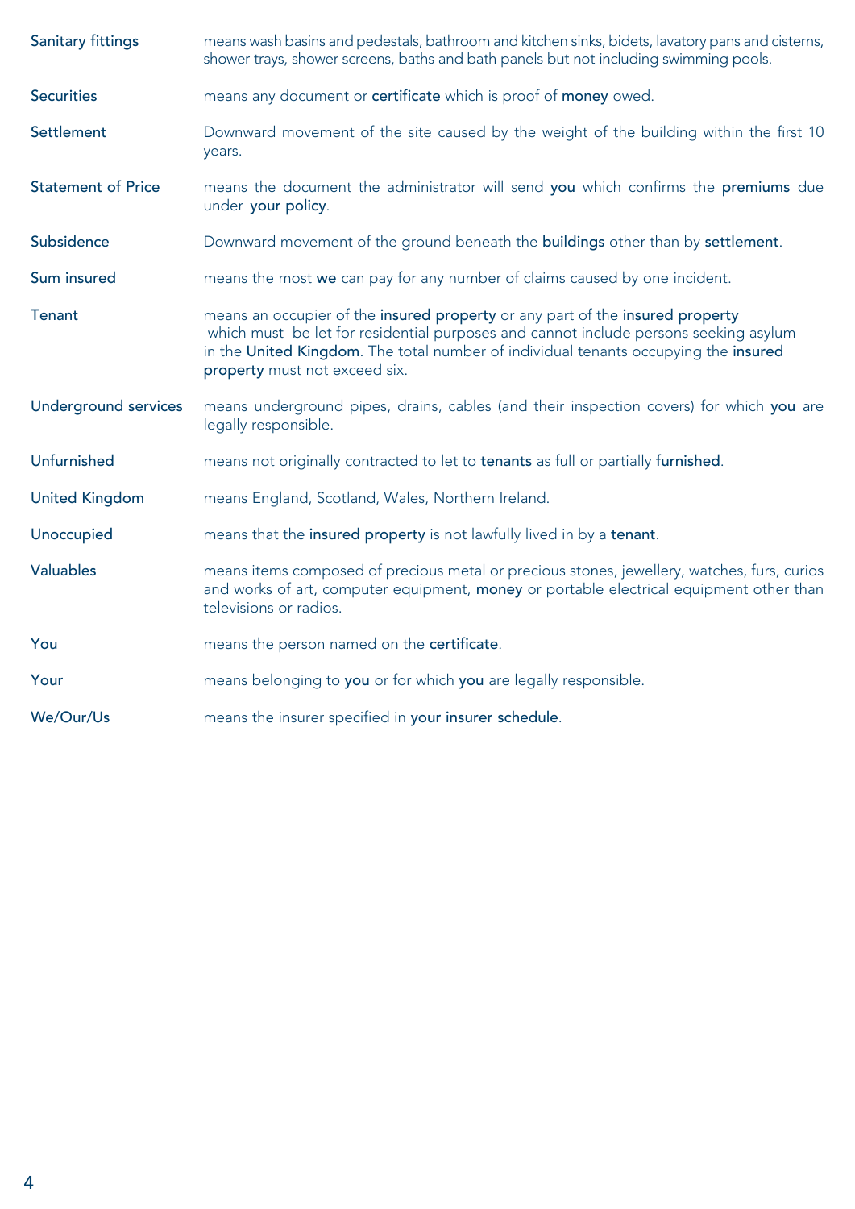**Sanitary fittings** means wash basins and pedestals, bathroom and kitchen sinks, bidets, lavatory pans and cisterns, shower trays, shower screens, baths and bath panels but not including swimming pools.

**Securities** means any document or **certificate** which is proof of **money** owed.

**Settlement** Downward movement of the site caused by the weight of the building within the first 10 years.

**Statement of Price** means the document the administrator will send **you** which confirms the **premiums** due under **your policy**.

**Subsidence** Downward movement of the ground beneath the **buildings** other than by **settlement**.

**Sum insured** means the most **we** can pay for any number of claims caused by one incident.

**Tenant** means an occupier of the **insured property** or any part of the **insured property** which must be let for residential purposes and cannot include persons seeking asylum in the **United Kingdom**. The total number of individual tenants occupying the **insured property** must not exceed six.

**Underground services** means underground pipes, drains, cables (and their inspection covers) for which **you** are legally responsible.

**Unfurnished** means not originally contracted to let to **tenants** as full or partially **furnished**.

**United Kingdom** means England, Scotland, Wales, Northern Ireland.

**Unoccupied** means that the **insured property** is not lawfully lived in by a **tenant**.

**Valuables** means items composed of precious metal or precious stones, jewellery, watches, furs, curios and works of art, computer equipment, **money** or portable electrical equipment other than televisions or radios.

**You** means the person named on the **certificate**.

**Your** means belonging to **you** or for which **you** are legally responsible.

**We/Our/Us** means the insurer specified in **your insurer schedule**.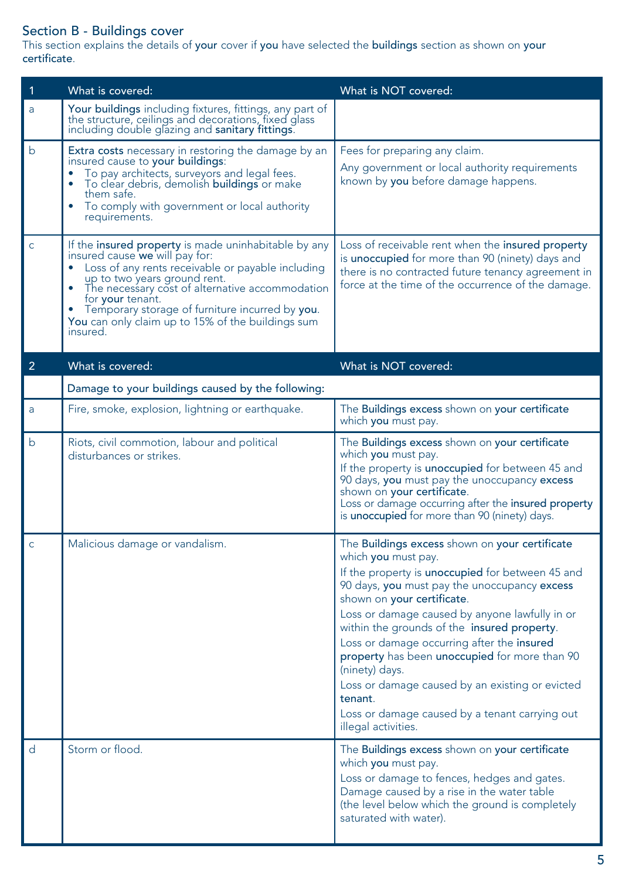## Section B - Buildings cover

This section explains the details of **your** cover if **you** have selected the **buildings** section as shown on **your certificate**.

| 1 | What is covered: | What is NOT covered: |
|---|---|---|
| a | **Your buildings** including fixtures, fittings, any part of the structure, ceilings and decorations, fixed glass including double glazing and **sanitary fittings**. | |
| b | **Extra costs** necessary in restoring the damage by an insured cause to **your buildings**:<br>• To pay architects, surveyors and legal fees.<br>• To clear debris, demolish **buildings** or make them safe.<br>• To comply with government or local authority requirements. | Fees for preparing any claim.<br>Any government or local authority requirements known by **you** before damage happens. |
| c | If the **insured property** is made uninhabitable by any insured cause **we** will pay for:<br>• Loss of any rents receivable or payable including up to two years ground rent.<br>• The necessary cost of alternative accommodation for **your** tenant.<br>• Temporary storage of furniture incurred by **you**.<br>**You** can only claim up to 15% of the buildings sum insured. | Loss of receivable rent when the **insured property** is **unoccupied** for more than 90 (ninety) days and there is no contracted future tenancy agreement in force at the time of the occurrence of the damage. |
| **2** | **What is covered:** | **What is NOT covered:** |
| | Damage to your buildings caused by the following: | |
| a | Fire, smoke, explosion, lightning or earthquake. | The **Buildings excess** shown on **your certificate** which **you** must pay. |
| b | Riots, civil commotion, labour and political disturbances or strikes. | The **Buildings excess** shown on **your certificate** which **you** must pay.<br>If the property is **unoccupied** for between 45 and 90 days, **you** must pay the unoccupancy **excess** shown on **your certificate**.<br>Loss or damage occurring after the **insured property** is **unoccupied** for more than 90 (ninety) days. |
| c | Malicious damage or vandalism. | The **Buildings excess** shown on **your certificate** which **you** must pay.<br>If the property is **unoccupied** for between 45 and 90 days, **you** must pay the unoccupancy **excess** shown on **your certificate**.<br>Loss or damage caused by anyone lawfully in or within the grounds of the **insured property**.<br>Loss or damage occurring after the **insured property** has been **unoccupied** for more than 90 (ninety) days.<br>Loss or damage caused by an existing or evicted **tenant**.<br>Loss or damage caused by a tenant carrying out illegal activities. |
| d | Storm or flood. | The **Buildings excess** shown on **your certificate** which **you** must pay.<br>Loss or damage to fences, hedges and gates.<br>Damage caused by a rise in the water table (the level below which the ground is completely saturated with water). |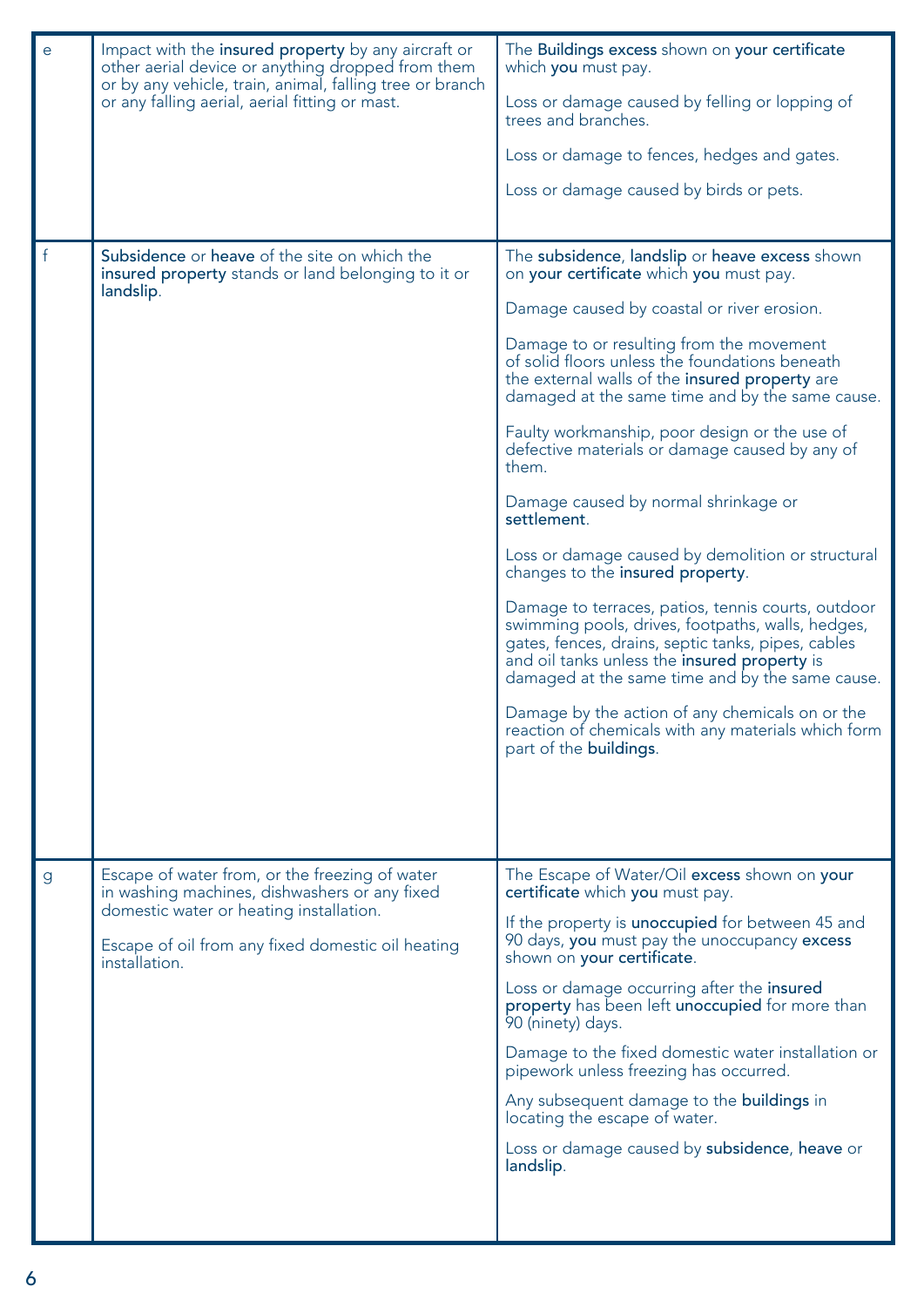| | | |
|---|---|---|
| e | Impact with the **insured property** by any aircraft or other aerial device or anything dropped from them or by any vehicle, train, animal, falling tree or branch or any falling aerial, aerial fitting or mast. | The **Buildings excess** shown on **your certificate** which **you** must pay.<br><br>Loss or damage caused by felling or lopping of trees and branches.<br><br>Loss or damage to fences, hedges and gates.<br><br>Loss or damage caused by birds or pets. |
| f | **Subsidence** or **heave** of the site on which the **insured property** stands or land belonging to it or **landslip**. | The **subsidence**, **landslip** or **heave excess** shown on **your certificate** which **you** must pay.<br><br>Damage caused by coastal or river erosion.<br><br>Damage to or resulting from the movement of solid floors unless the foundations beneath the external walls of the **insured property** are damaged at the same time and by the same cause.<br><br>Faulty workmanship, poor design or the use of defective materials or damage caused by any of them.<br><br>Damage caused by normal shrinkage or **settlement**.<br><br>Loss or damage caused by demolition or structural changes to the **insured property**.<br><br>Damage to terraces, patios, tennis courts, outdoor swimming pools, drives, footpaths, walls, hedges, gates, fences, drains, septic tanks, pipes, cables and oil tanks unless the **insured property** is damaged at the same time and by the same cause.<br><br>Damage by the action of any chemicals on or the reaction of chemicals with any materials which form part of the **buildings**. |
| g | Escape of water from, or the freezing of water in washing machines, dishwashers or any fixed domestic water or heating installation.<br><br>Escape of oil from any fixed domestic oil heating installation. | The Escape of Water/Oil **excess** shown on **your certificate** which **you** must pay.<br><br>If the property is **unoccupied** for between 45 and 90 days, **you** must pay the unoccupancy **excess** shown on **your certificate**.<br><br>Loss or damage occurring after the **insured property** has been left **unoccupied** for more than 90 (ninety) days.<br><br>Damage to the fixed domestic water installation or pipework unless freezing has occurred.<br><br>Any subsequent damage to the **buildings** in locating the escape of water.<br><br>Loss or damage caused by **subsidence**, **heave** or **landslip**. |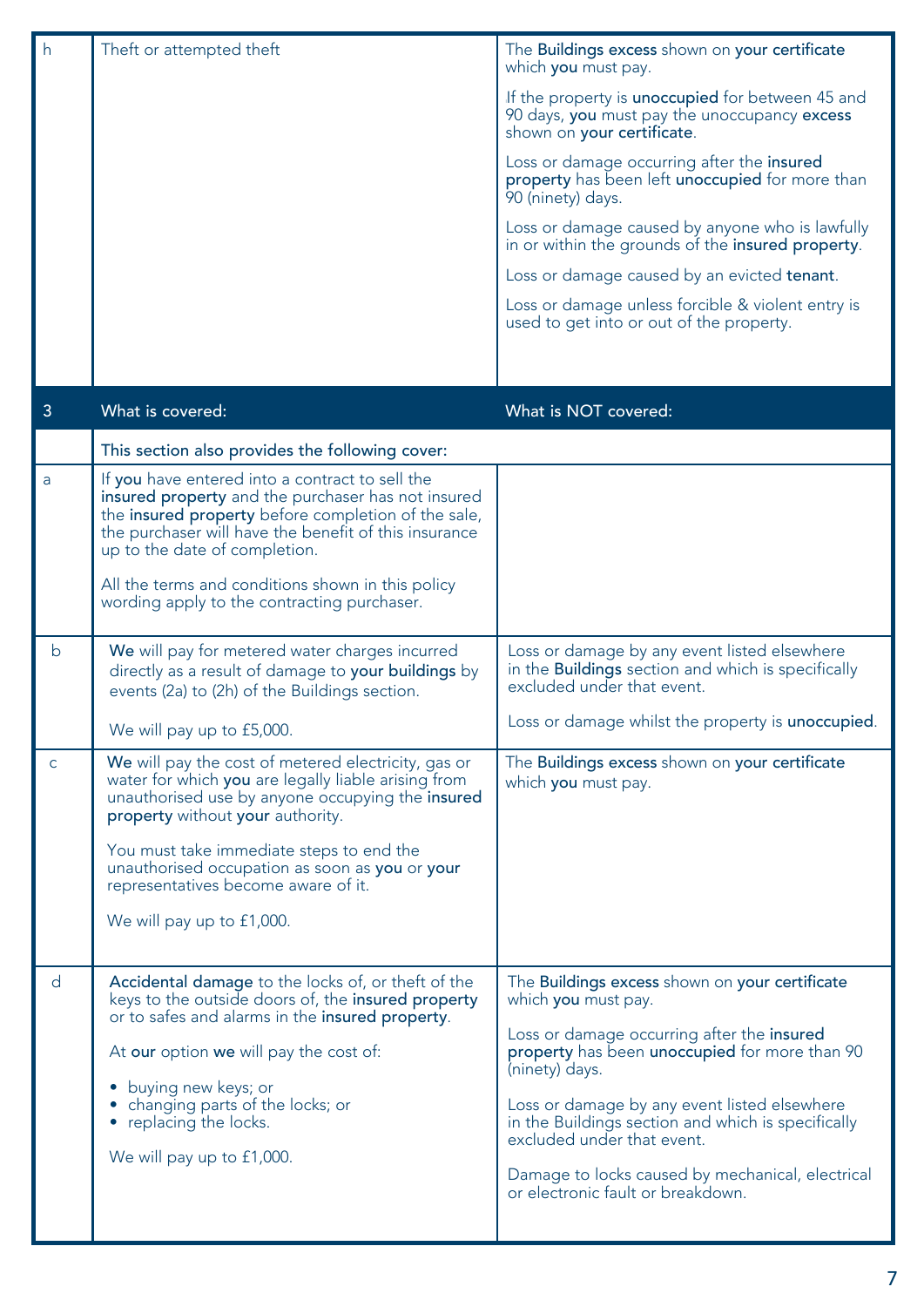| | | |
|---|---|---|
| h | Theft or attempted theft | The **Buildings excess** shown on **your certificate** which **you** must pay.<br><br>If the property is **unoccupied** for between 45 and 90 days, **you** must pay the unoccupancy **excess** shown on **your certificate**.<br><br>Loss or damage occurring after the **insured property** has been left **unoccupied** for more than 90 (ninety) days.<br><br>Loss or damage caused by anyone who is lawfully in or within the grounds of the **insured property**.<br><br>Loss or damage caused by an evicted **tenant**.<br><br>Loss or damage unless forcible & violent entry is used to get into or out of the property. |

| 3 | What is covered: | What is NOT covered: |
|---|---|---|
| | This section also provides the following cover: | |
| a | If **you** have entered into a contract to sell the **insured property** and the purchaser has not insured the **insured property** before completion of the sale, the purchaser will have the benefit of this insurance up to the date of completion.<br><br>All the terms and conditions shown in this policy wording apply to the contracting purchaser. | |
| b | **We** will pay for metered water charges incurred directly as a result of damage to **your buildings** by events (2a) to (2h) of the Buildings section.<br><br>We will pay up to £5,000. | Loss or damage by any event listed elsewhere in the **Buildings** section and which is specifically excluded under that event.<br><br>Loss or damage whilst the property is **unoccupied**. |
| c | **We** will pay the cost of metered electricity, gas or water for which **you** are legally liable arising from unauthorised use by anyone occupying the **insured property** without **your** authority.<br><br>You must take immediate steps to end the unauthorised occupation as soon as **you** or **your** representatives become aware of it.<br><br>We will pay up to £1,000. | The **Buildings excess** shown on **your certificate** which **you** must pay. |
| d | **Accidental damage** to the locks of, or theft of the keys to the outside doors of, the **insured property** or to safes and alarms in the **insured property**.<br><br>At **our** option **we** will pay the cost of:<br><br>• buying new keys; or<br>• changing parts of the locks; or<br>• replacing the locks.<br><br>We will pay up to £1,000. | The **Buildings excess** shown on **your certificate** which **you** must pay.<br><br>Loss or damage occurring after the **insured property** has been left **unoccupied** for more than 90 (ninety) days.<br><br>Loss or damage by any event listed elsewhere in the Buildings section and which is specifically excluded under that event.<br><br>Damage to locks caused by mechanical, electrical or electronic fault or breakdown. |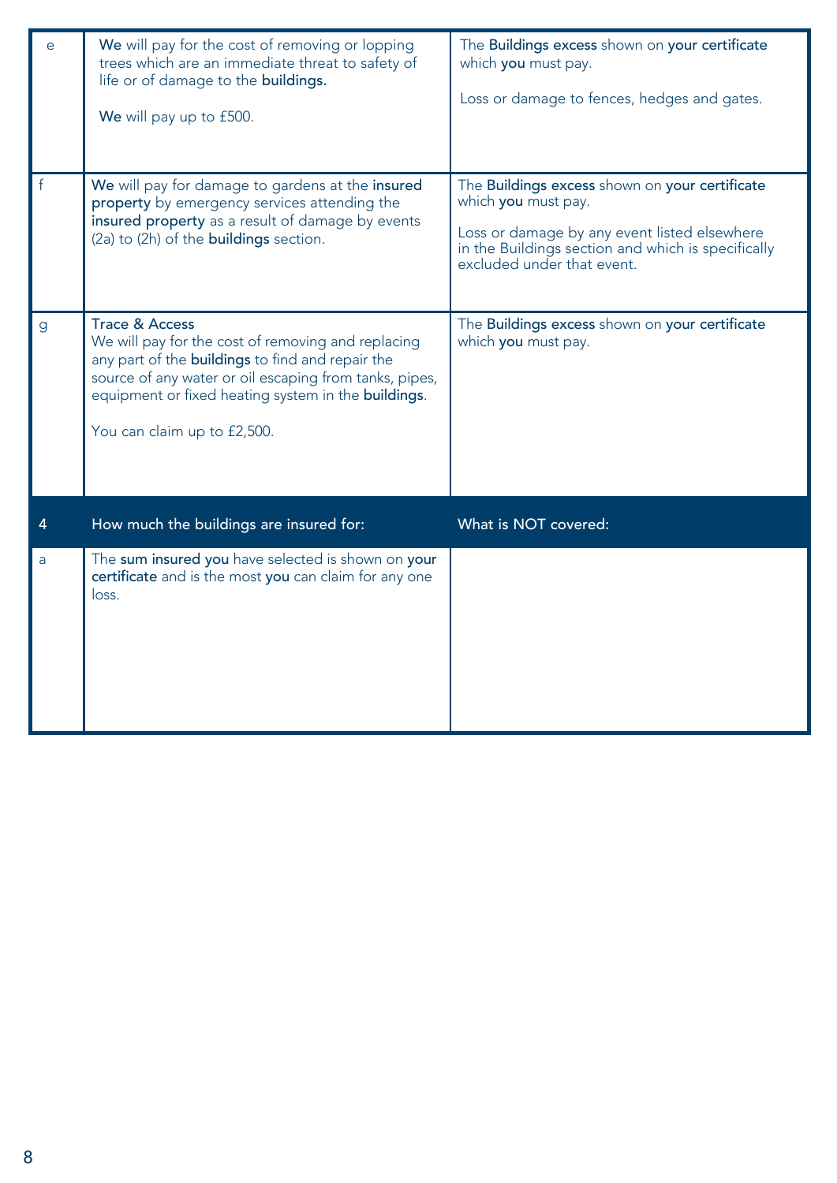| | | |
|---|---|---|
| e | **We** will pay for the cost of removing or lopping trees which are an immediate threat to safety of life or of damage to the **buildings.**<br><br>**We** will pay up to £500. | The **Buildings excess** shown on **your certificate** which **you** must pay.<br><br>Loss or damage to fences, hedges and gates. |
| f | **We** will pay for damage to gardens at the **insured property** by emergency services attending the **insured property** as a result of damage by events (2a) to (2h) of the **buildings** section. | The **Buildings excess** shown on **your certificate** which **you** must pay.<br><br>Loss or damage by any event listed elsewhere in the Buildings section and which is specifically excluded under that event. |
| g | **Trace & Access**<br>We will pay for the cost of removing and replacing any part of the **buildings** to find and repair the source of any water or oil escaping from tanks, pipes, equipment or fixed heating system in the **buildings**.<br><br>You can claim up to £2,500. | The **Buildings excess** shown on **your certificate** which **you** must pay. |
| **4** | **How much the buildings are insured for:** | **What is NOT covered:** |
| a | The **sum insured you** have selected is shown on **your certificate** and is the most **you** can claim for any one loss. | |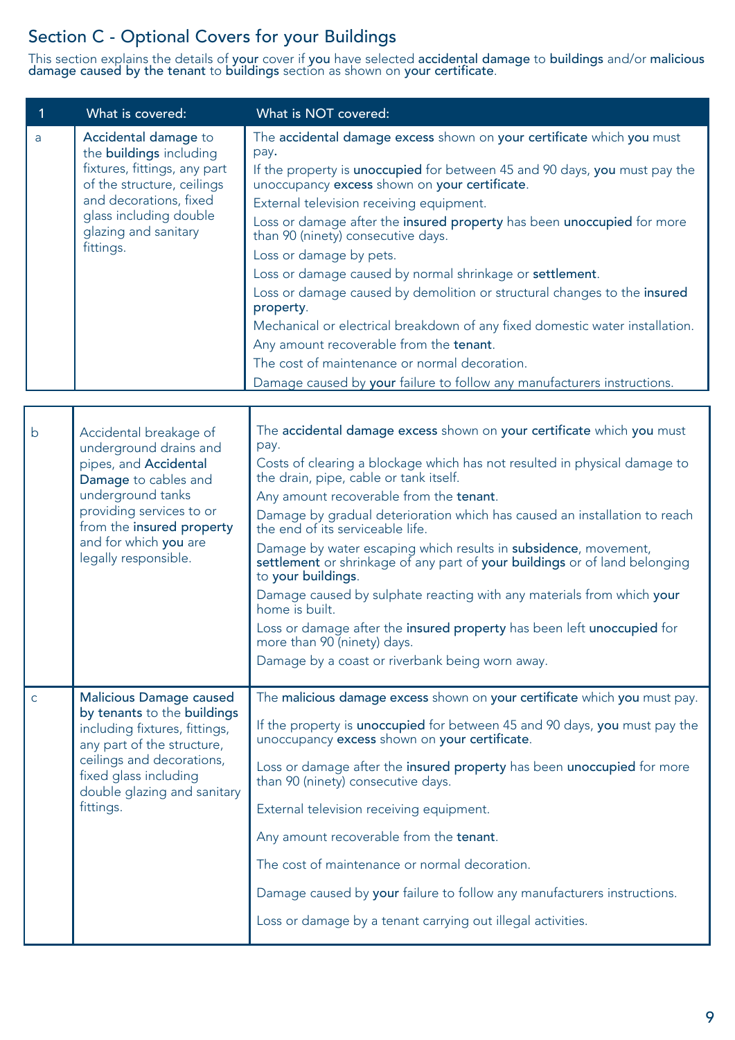## Section C - Optional Covers for your Buildings

This section explains the details of **your** cover if **you** have selected **accidental damage** to **buildings** and/or **malicious damage caused by the tenant** to **buildings** section as shown on **your certificate**.

| 1 | What is covered: | What is NOT covered: |
|---|---|---|
| a | **Accidental damage** to the **buildings** including fixtures, fittings, any part of the structure, ceilings and decorations, fixed glass including double glazing and sanitary fittings. | The **accidental damage excess** shown on **your certificate** which **you** must pay.<br>If the property is **unoccupied** for between 45 and 90 days, **you** must pay the unoccupancy **excess** shown on **your certificate**.<br>External television receiving equipment.<br>Loss or damage after the **insured property** has been **unoccupied** for more than 90 (ninety) consecutive days.<br>Loss or damage by pets.<br>Loss or damage caused by normal shrinkage or **settlement**.<br>Loss or damage caused by demolition or structural changes to the **insured property**.<br>Mechanical or electrical breakdown of any fixed domestic water installation.<br>Any amount recoverable from the **tenant**.<br>The cost of maintenance or normal decoration.<br>Damage caused by **your** failure to follow any manufacturers instructions. |
| b | Accidental breakage of underground drains and pipes, and **Accidental Damage** to cables and underground tanks providing services to or from the **insured property** and for which **you** are legally responsible. | The **accidental damage excess** shown on **your certificate** which **you** must pay.<br>Costs of clearing a blockage which has not resulted in physical damage to the drain, pipe, cable or tank itself.<br>Any amount recoverable from the **tenant**.<br>Damage by gradual deterioration which has caused an installation to reach the end of its serviceable life.<br>Damage by water escaping which results in **subsidence**, movement, **settlement** or shrinkage of any part of **your buildings** or of land belonging to **your buildings**.<br>Damage caused by sulphate reacting with any materials from which **your** home is built.<br>Loss or damage after the **insured property** has been left **unoccupied** for more than 90 (ninety) days.<br>Damage by a coast or riverbank being worn away. |
| c | **Malicious Damage caused by tenants** to the **buildings** including fixtures, fittings, any part of the structure, ceilings and decorations, fixed glass including double glazing and sanitary fittings. | The **malicious damage excess** shown on **your certificate** which **you** must pay.<br>If the property is **unoccupied** for between 45 and 90 days, **you** must pay the unoccupancy **excess** shown on **your certificate**.<br>Loss or damage after the **insured property** has been **unoccupied** for more than 90 (ninety) consecutive days.<br>External television receiving equipment.<br>Any amount recoverable from the **tenant**.<br>The cost of maintenance or normal decoration.<br>Damage caused by **your** failure to follow any manufacturers instructions.<br>Loss or damage by a tenant carrying out illegal activities. |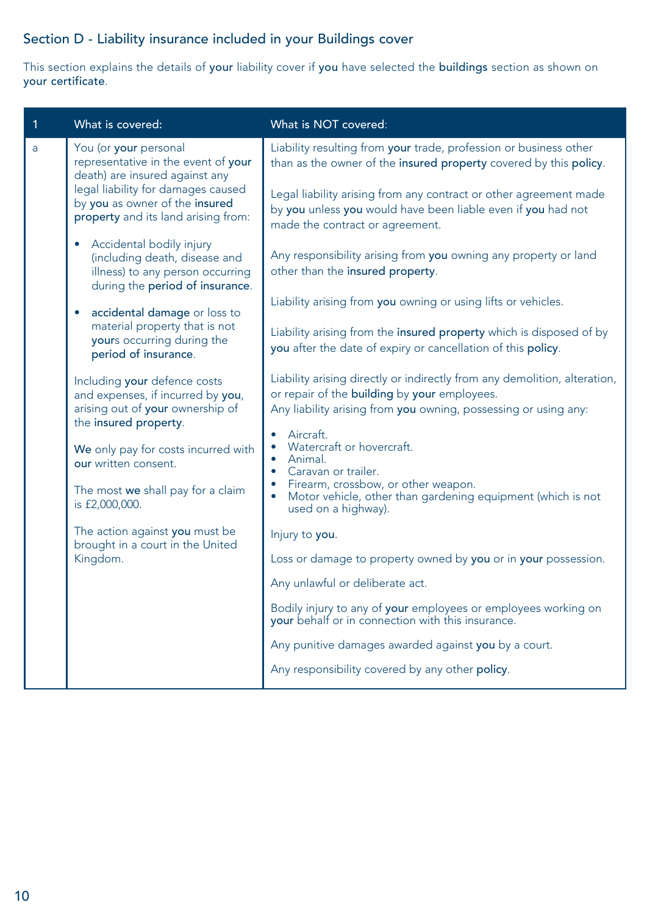## Section D - Liability insurance included in your Buildings cover

This section explains the details of **your** liability cover if **you** have selected the **buildings** section as shown on **your certificate**.

| 1 | What is covered: | What is NOT covered: |
|---|---|---|
| a | You (or **your** personal representative in the event of **your** death) are insured against any legal liability for damages caused by **you** as owner of the **insured property** and its land arising from:<br><br>• Accidental bodily injury (including death, disease and illness) to any person occurring during the **period of insurance**.<br><br>• **accidental damage** or loss to material property that is not **your**s occurring during the **period of insurance**.<br><br>Including **your** defence costs and expenses, if incurred by **you**, arising out of **your** ownership of the **insured property**.<br><br>**We** only pay for costs incurred with **our** written consent.<br><br>The most **we** shall pay for a claim is £2,000,000.<br><br>The action against **you** must be brought in a court in the United Kingdom. | Liability resulting from **your** trade, profession or business other than as the owner of the **insured property** covered by this **policy**.<br><br>Legal liability arising from any contract or other agreement made by **you** unless **you** would have been liable even if **you** had not made the contract or agreement.<br><br>Any responsibility arising from **you** owning any property or land other than the **insured property**.<br><br>Liability arising from **you** owning or using lifts or vehicles.<br><br>Liability arising from the **insured property** which is disposed of by **you** after the date of expiry or cancellation of this **policy**.<br><br>Liability arising directly or indirectly from any demolition, alteration, or repair of the **building** by **your** employees.<br>Any liability arising from **you** owning, possessing or using any:<br><br>• Aircraft.<br>• Watercraft or hovercraft.<br>• Animal.<br>• Caravan or trailer.<br>• Firearm, crossbow, or other weapon.<br>• Motor vehicle, other than gardening equipment (which is not used on a highway).<br><br>Injury to **you**.<br><br>Loss or damage to property owned by **you** or in **your** possession.<br><br>Any unlawful or deliberate act.<br><br>Bodily injury to any of **your** employees or employees working on **your** behalf or in connection with this insurance.<br><br>Any punitive damages awarded against **you** by a court.<br><br>Any responsibility covered by any other **policy**. |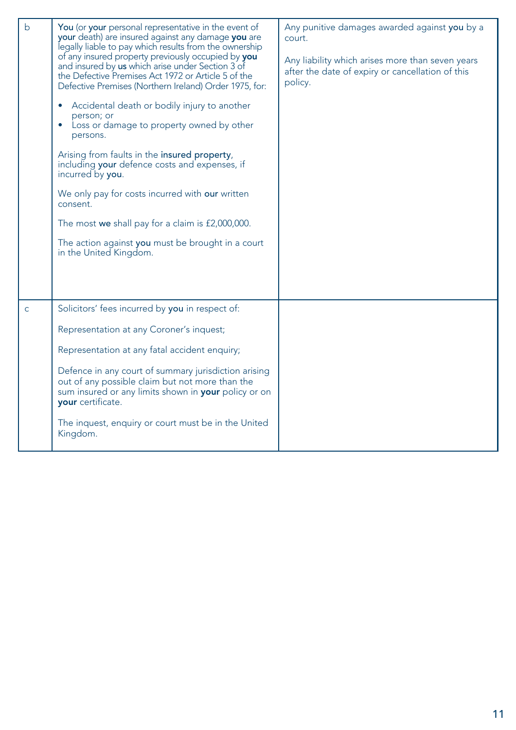| | | |
|---|---|---|
| b | **You** (or **your** personal representative in the event of **your** death) are insured against any damage **you** are legally liable to pay which results from the ownership of any insured property previously occupied by **you** and insured by **us** which arise under Section 3 of the Defective Premises Act 1972 or Article 5 of the Defective Premises (Northern Ireland) Order 1975, for:<br><br>• Accidental death or bodily injury to another person; or<br>• Loss or damage to property owned by other persons.<br><br>Arising from faults in the **insured property**, including **your** defence costs and expenses, if incurred by **you**.<br><br>We only pay for costs incurred with **our** written consent.<br><br>The most **we** shall pay for a claim is £2,000,000.<br><br>The action against **you** must be brought in a court in the United Kingdom. | Any punitive damages awarded against **you** by a court.<br><br>Any liability which arises more than seven years after the date of expiry or cancellation of this policy. |
| c | Solicitors' fees incurred by **you** in respect of:<br><br>Representation at any Coroner's inquest;<br><br>Representation at any fatal accident enquiry;<br><br>Defence in any court of summary jurisdiction arising out of any possible claim but not more than the sum insured or any limits shown in **your** policy or on **your** certificate.<br><br>The inquest, enquiry or court must be in the United Kingdom. | |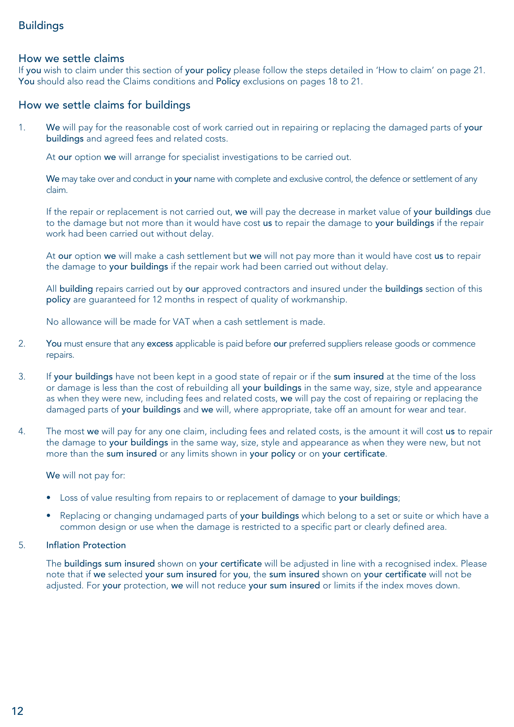# Buildings

## How we settle claims

If you wish to claim under this section of your policy please follow the steps detailed in 'How to claim' on page 21. You should also read the Claims conditions and Policy exclusions on pages 18 to 21.

## How we settle claims for buildings

1. We will pay for the reasonable cost of work carried out in repairing or replacing the damaged parts of your buildings and agreed fees and related costs.

   At our option we will arrange for specialist investigations to be carried out.

   We may take over and conduct in your name with complete and exclusive control, the defence or settlement of any claim.

   If the repair or replacement is not carried out, we will pay the decrease in market value of your buildings due to the damage but not more than it would have cost us to repair the damage to your buildings if the repair work had been carried out without delay.

   At our option we will make a cash settlement but we will not pay more than it would have cost us to repair the damage to your buildings if the repair work had been carried out without delay.

   All building repairs carried out by our approved contractors and insured under the buildings section of this policy are guaranteed for 12 months in respect of quality of workmanship.

   No allowance will be made for VAT when a cash settlement is made.

2. You must ensure that any excess applicable is paid before our preferred suppliers release goods or commence repairs.

3. If your buildings have not been kept in a good state of repair or if the sum insured at the time of the loss or damage is less than the cost of rebuilding all your buildings in the same way, size, style and appearance as when they were new, including fees and related costs, we will pay the cost of repairing or replacing the damaged parts of your buildings and we will, where appropriate, take off an amount for wear and tear.

4. The most we will pay for any one claim, including fees and related costs, is the amount it will cost us to repair the damage to your buildings in the same way, size, style and appearance as when they were new, but not more than the sum insured or any limits shown in your policy or on your certificate.

   We will not pay for:

   - Loss of value resulting from repairs to or replacement of damage to your buildings;
   - Replacing or changing undamaged parts of your buildings which belong to a set or suite or which have a common design or use when the damage is restricted to a specific part or clearly defined area.

5. Inflation Protection

   The buildings sum insured shown on your certificate will be adjusted in line with a recognised index. Please note that if we selected your sum insured for you, the sum insured shown on your certificate will not be adjusted. For your protection, we will not reduce your sum insured or limits if the index moves down.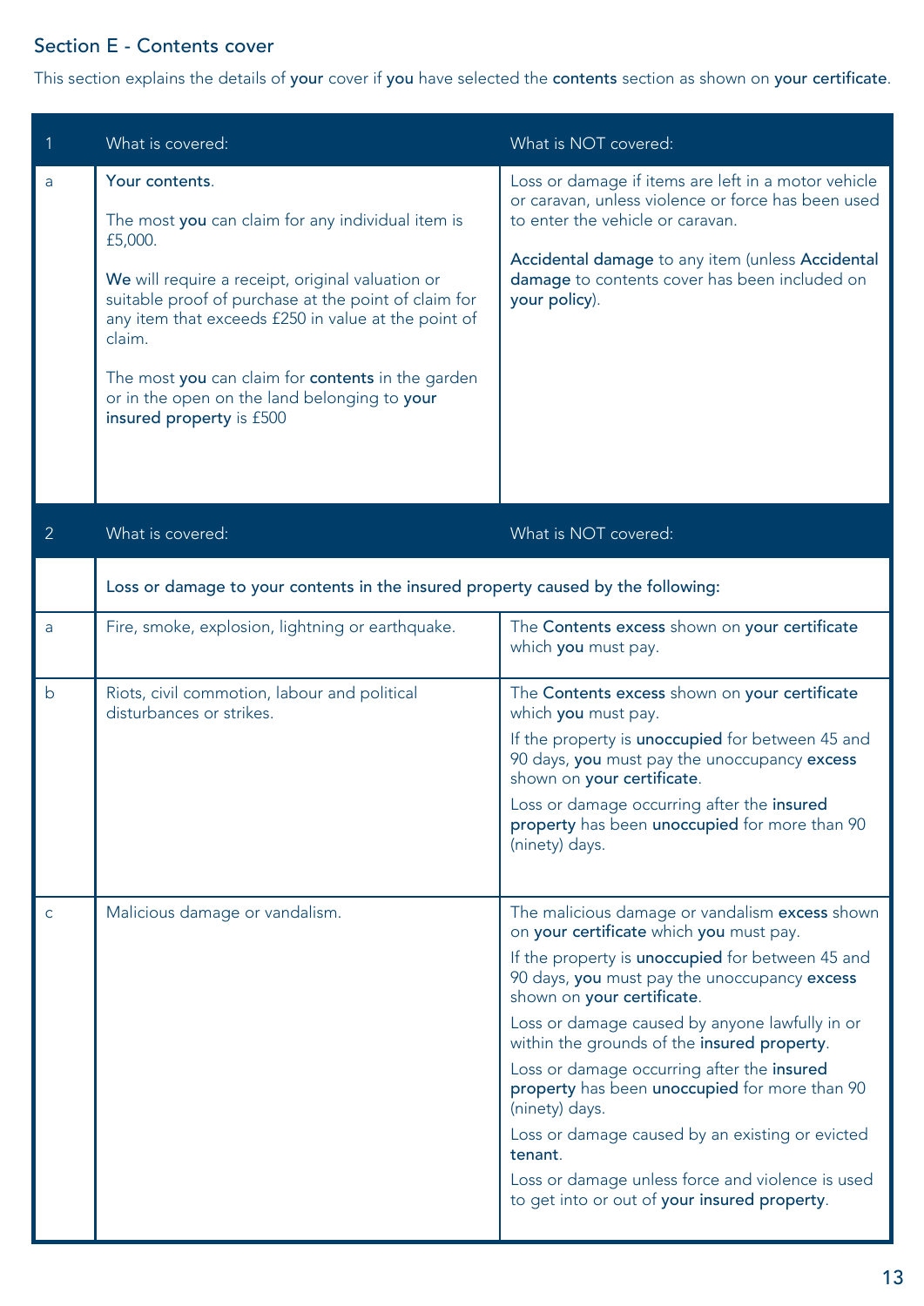## Section E - Contents cover

This section explains the details of **your** cover if **you** have selected the **contents** section as shown on **your certificate**.

| 1 | What is covered: | What is NOT covered: |
|---|---|---|
| a | **Your contents**.<br><br>The most **you** can claim for any individual item is £5,000.<br><br>**We** will require a receipt, original valuation or suitable proof of purchase at the point of claim for any item that exceeds £250 in value at the point of claim.<br><br>The most **you** can claim for **contents** in the garden or in the open on the land belonging to **your insured property** is £500 | Loss or damage if items are left in a motor vehicle or caravan, unless violence or force has been used to enter the vehicle or caravan.<br><br>**Accidental damage** to any item (unless **Accidental damage** to contents cover has been included on **your policy**). |

| 2 | What is covered: | What is NOT covered: |
|---|---|---|
| | **Loss or damage to your contents in the insured property caused by the following:** | |
| a | Fire, smoke, explosion, lightning or earthquake. | The **Contents excess** shown on **your certificate** which **you** must pay. |
| b | Riots, civil commotion, labour and political disturbances or strikes. | The **Contents excess** shown on **your certificate** which **you** must pay.<br><br>If the property is **unoccupied** for between 45 and 90 days, **you** must pay the unoccupancy **excess** shown on **your certificate**.<br><br>Loss or damage occurring after the **insured property** has been **unoccupied** for more than 90 (ninety) days. |
| c | Malicious damage or vandalism. | The malicious damage or vandalism **excess** shown on **your certificate** which **you** must pay.<br><br>If the property is **unoccupied** for between 45 and 90 days, **you** must pay the unoccupancy **excess** shown on **your certificate**.<br><br>Loss or damage caused by anyone lawfully in or within the grounds of the **insured property**.<br><br>Loss or damage occurring after the **insured property** has been **unoccupied** for more than 90 (ninety) days.<br><br>Loss or damage caused by an existing or evicted **tenant**.<br><br>Loss or damage unless force and violence is used to get into or out of **your insured property**. |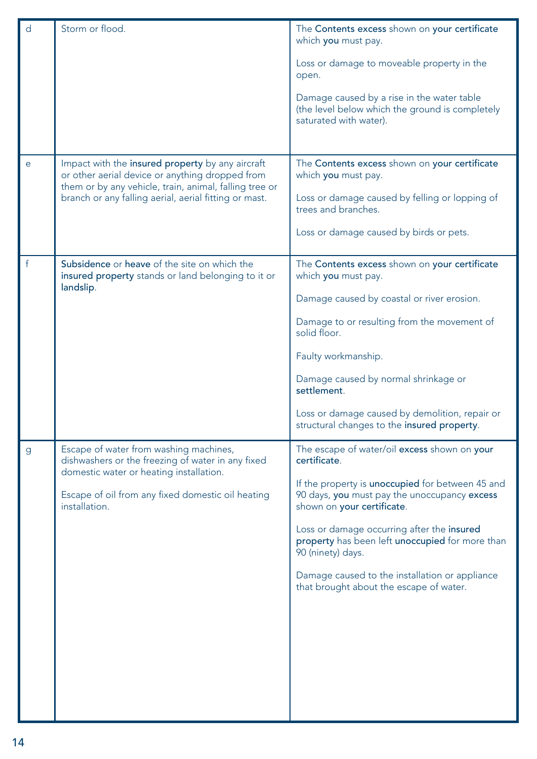| | | |
|---|---|---|
| d | Storm or flood. | The **Contents excess** shown on **your certificate** which **you** must pay.<br><br>Loss or damage to moveable property in the open.<br><br>Damage caused by a rise in the water table (the level below which the ground is completely saturated with water). |
| e | Impact with the **insured property** by any aircraft or other aerial device or anything dropped from them or by any vehicle, train, animal, falling tree or branch or any falling aerial, aerial fitting or mast. | The **Contents excess** shown on **your certificate** which **you** must pay.<br><br>Loss or damage caused by felling or lopping of trees and branches.<br><br>Loss or damage caused by birds or pets. |
| f | **Subsidence** or **heave** of the site on which the **insured property** stands or land belonging to it or **landslip**. | The **Contents excess** shown on **your certificate** which **you** must pay.<br><br>Damage caused by coastal or river erosion.<br><br>Damage to or resulting from the movement of solid floor.<br><br>Faulty workmanship.<br><br>Damage caused by normal shrinkage or **settlement**.<br><br>Loss or damage caused by demolition, repair or structural changes to the **insured property**. |
| g | Escape of water from washing machines, dishwashers or the freezing of water in any fixed domestic water or heating installation.<br><br>Escape of oil from any fixed domestic oil heating installation. | The escape of water/oil **excess** shown on **your certificate**.<br><br>If the property is **unoccupied** for between 45 and 90 days, **you** must pay the unoccupancy **excess** shown on **your certificate**.<br><br>Loss or damage occurring after the **insured property** has been left **unoccupied** for more than 90 (ninety) days.<br><br>Damage caused to the installation or appliance that brought about the escape of water. |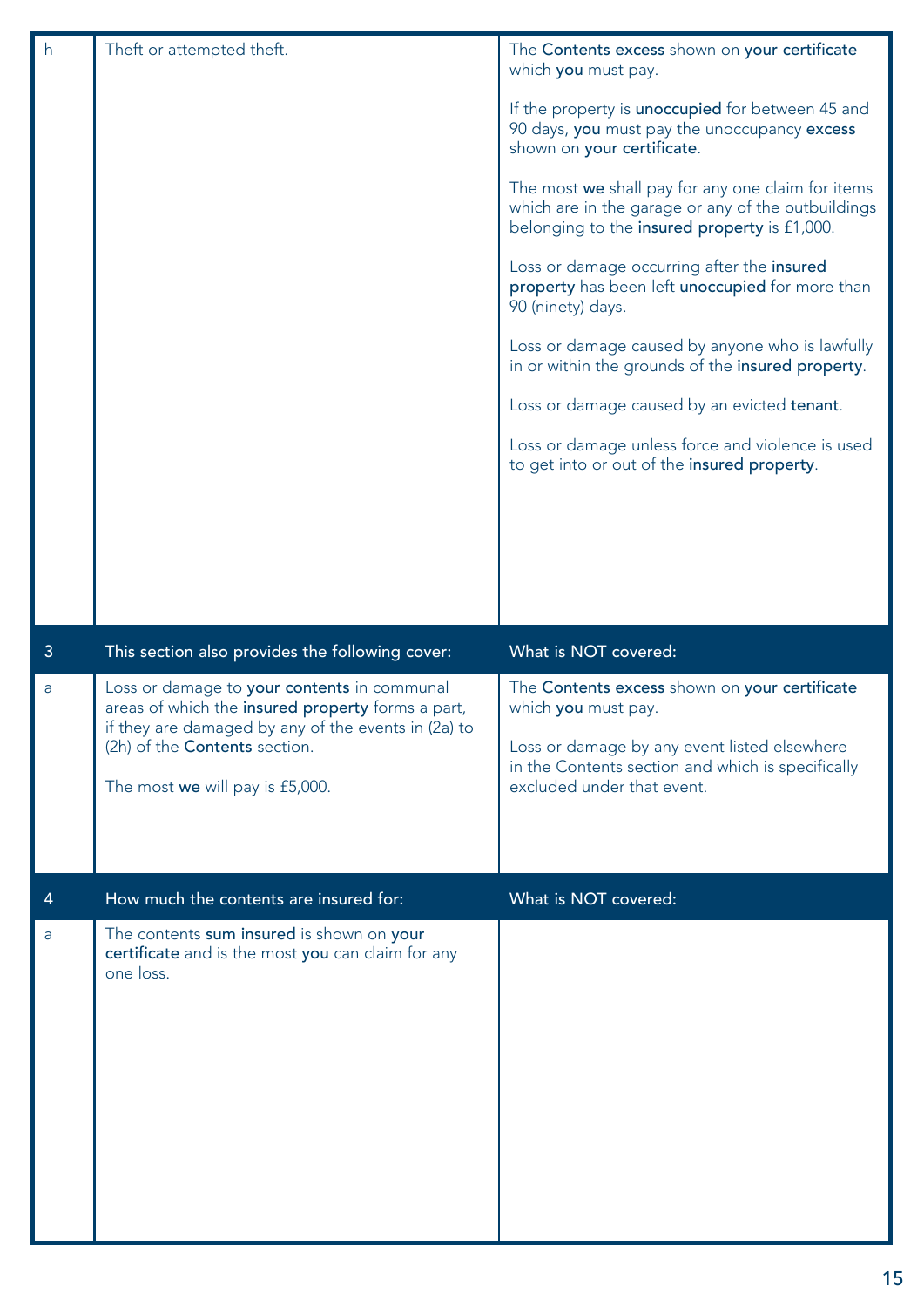| | | |
|---|---|---|
| h | Theft or attempted theft. | The **Contents excess** shown on **your certificate** which **you** must pay.<br><br>If the property is **unoccupied** for between 45 and 90 days, **you** must pay the unoccupancy **excess** shown on **your certificate**.<br><br>The most **we** shall pay for any one claim for items which are in the garage or any of the outbuildings belonging to the **insured property** is £1,000.<br><br>Loss or damage occurring after the **insured property** has been left **unoccupied** for more than 90 (ninety) days.<br><br>Loss or damage caused by anyone who is lawfully in or within the grounds of the **insured property**.<br><br>Loss or damage caused by an evicted **tenant**.<br><br>Loss or damage unless force and violence is used to get into or out of the **insured property**. |
| **3** | **This section also provides the following cover:** | **What is NOT covered:** |
| a | Loss or damage to **your contents** in communal areas of which the **insured property** forms a part, if they are damaged by any of the events in (2a) to (2h) of the **Contents** section.<br><br>The most **we** will pay is £5,000. | The **Contents excess** shown on **your certificate** which **you** must pay.<br><br>Loss or damage by any event listed elsewhere in the Contents section and which is specifically excluded under that event. |
| **4** | **How much the contents are insured for:** | **What is NOT covered:** |
| a | The contents **sum insured** is shown on **your certificate** and is the most **you** can claim for any one loss. | |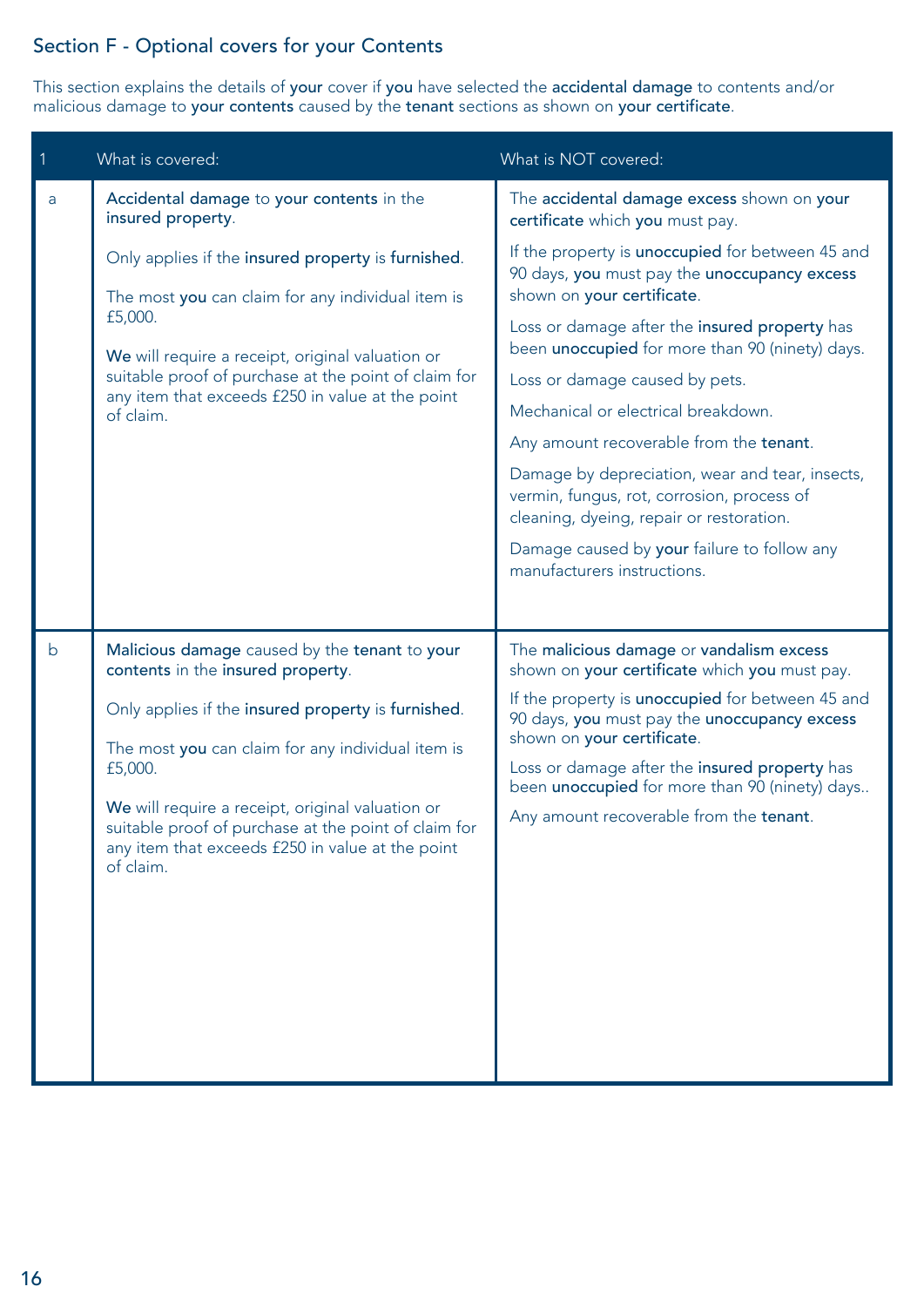## Section F - Optional covers for your Contents

This section explains the details of **your** cover if **you** have selected the **accidental damage** to contents and/or malicious damage to **your contents** caused by the **tenant** sections as shown on **your certificate**.

| 1 | What is covered: | What is NOT covered: |
|---|---|---|
| a | **Accidental damage** to **your contents** in the **insured property**.<br><br>Only applies if the **insured property** is **furnished**.<br><br>The most **you** can claim for any individual item is £5,000.<br><br>**We** will require a receipt, original valuation or suitable proof of purchase at the point of claim for any item that exceeds £250 in value at the point of claim. | The **accidental damage excess** shown on **your certificate** which **you** must pay.<br><br>If the property is **unoccupied** for between 45 and 90 days, **you** must pay the **unoccupancy excess** shown on **your certificate**.<br><br>Loss or damage after the **insured property** has been **unoccupied** for more than 90 (ninety) days.<br><br>Loss or damage caused by pets.<br><br>Mechanical or electrical breakdown.<br><br>Any amount recoverable from the **tenant**.<br><br>Damage by depreciation, wear and tear, insects, vermin, fungus, rot, corrosion, process of cleaning, dyeing, repair or restoration.<br><br>Damage caused by **your** failure to follow any manufacturers instructions. |
| b | **Malicious damage** caused by the **tenant** to **your contents** in the **insured property**.<br><br>Only applies if the **insured property** is **furnished**.<br><br>The most **you** can claim for any individual item is £5,000.<br><br>**We** will require a receipt, original valuation or suitable proof of purchase at the point of claim for any item that exceeds £250 in value at the point of claim. | The **malicious damage** or **vandalism excess** shown on **your certificate** which **you** must pay.<br><br>If the property is **unoccupied** for between 45 and 90 days, **you** must pay the **unoccupancy excess** shown on **your certificate**.<br><br>Loss or damage after the **insured property** has been **unoccupied** for more than 90 (ninety) days..<br><br>Any amount recoverable from the **tenant**. |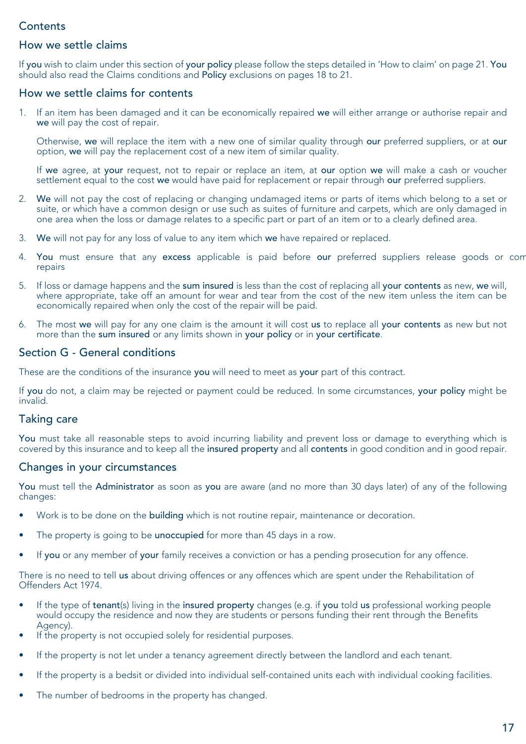## Contents

### How we settle claims

If **you** wish to claim under this section of **your policy** please follow the steps detailed in 'How to claim' on page 21. **You** should also read the Claims conditions and **Policy** exclusions on pages 18 to 21.

### How we settle claims for contents

1. If an item has been damaged and it can be economically repaired **we** will either arrange or authorise repair and **we** will pay the cost of repair.

   Otherwise, **we** will replace the item with a new one of similar quality through **our** preferred suppliers, or at **our** option, **we** will pay the replacement cost of a new item of similar quality.

   If **we** agree, at **your** request, not to repair or replace an item, at **our** option **we** will make a cash or voucher settlement equal to the cost **we** would have paid for replacement or repair through **our** preferred suppliers.

2. **We** will not pay the cost of replacing or changing undamaged items or parts of items which belong to a set or suite, or which have a common design or use such as suites of furniture and carpets, which are only damaged in one area when the loss or damage relates to a specific part or part of an item or to a clearly defined area.

3. **We** will not pay for any loss of value to any item which **we** have repaired or replaced.

4. **You** must ensure that any **excess** applicable is paid before **our** preferred suppliers release goods or com repairs

5. If loss or damage happens and the **sum insured** is less than the cost of replacing all **your contents** as new, **we** will, where appropriate, take off an amount for wear and tear from the cost of the new item unless the item can be economically repaired when only the cost of the repair will be paid.

6. The most **we** will pay for any one claim is the amount it will cost **us** to replace all **your contents** as new but not more than the **sum insured** or any limits shown in **your policy** or in **your certificate**.

## Section G - General conditions

These are the conditions of the insurance **you** will need to meet as **your** part of this contract.

If **you** do not, a claim may be rejected or payment could be reduced. In some circumstances, **your policy** might be invalid.

### Taking care

**You** must take all reasonable steps to avoid incurring liability and prevent loss or damage to everything which is covered by this insurance and to keep all the **insured property** and all **contents** in good condition and in good repair.

### Changes in your circumstances

**You** must tell the **Administrator** as soon as **you** are aware (and no more than 30 days later) of any of the following changes:

- Work is to be done on the **building** which is not routine repair, maintenance or decoration.
- The property is going to be **unoccupied** for more than 45 days in a row.
- If **you** or any member of **your** family receives a conviction or has a pending prosecution for any offence.

There is no need to tell **us** about driving offences or any offences which are spent under the Rehabilitation of Offenders Act 1974.

- If the type of **tenant**(s) living in the **insured property** changes (e.g. if **you** told **us** professional working people would occupy the residence and now they are students or persons funding their rent through the Benefits Agency).
- If the property is not occupied solely for residential purposes.
- If the property is not let under a tenancy agreement directly between the landlord and each tenant.
- If the property is a bedsit or divided into individual self-contained units each with individual cooking facilities.
- The number of bedrooms in the property has changed.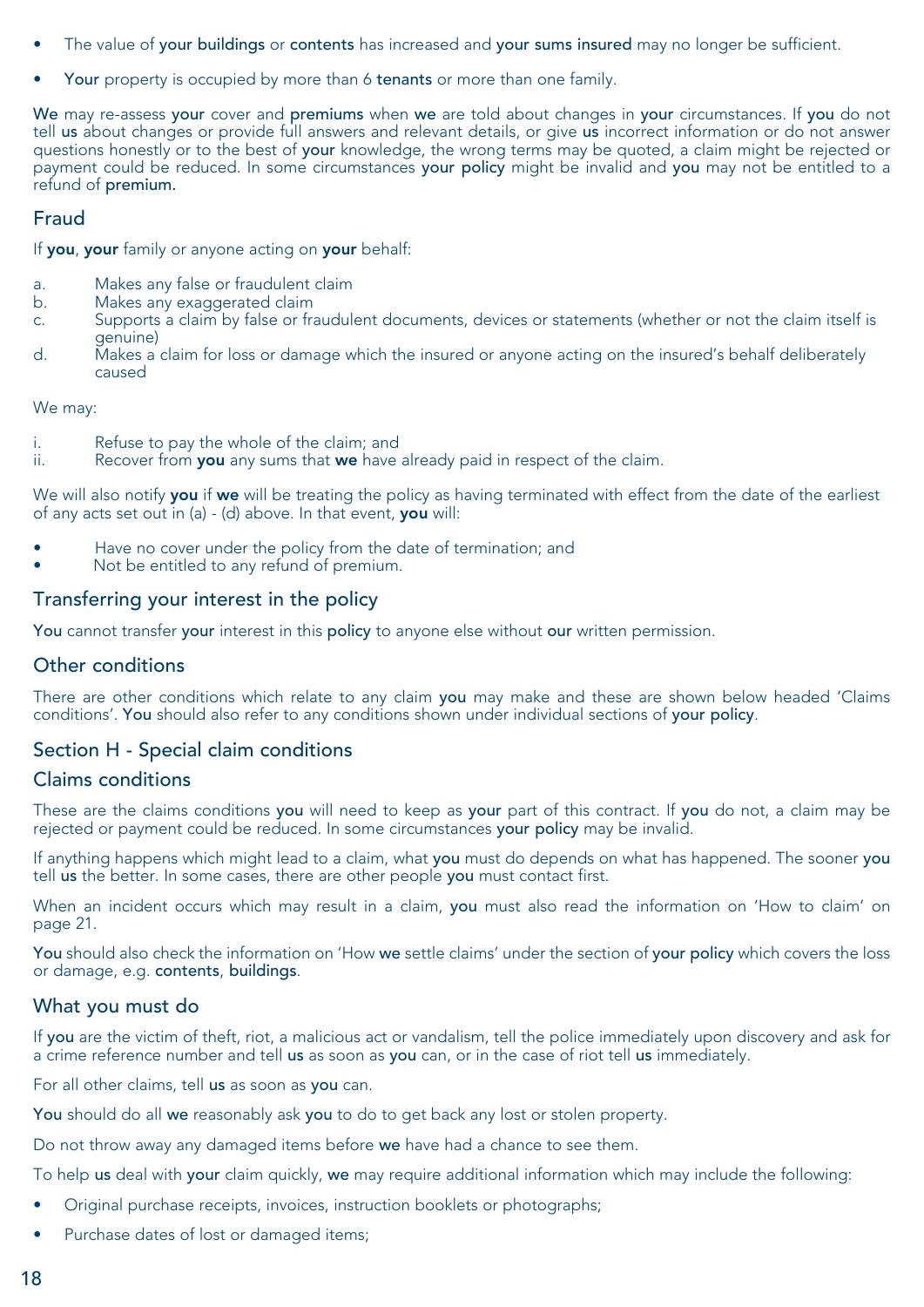- The value of **your buildings** or **contents** has increased and **your sums insured** may no longer be sufficient.
- **Your** property is occupied by more than 6 **tenants** or more than one family.

**We** may re-assess **your** cover and **premiums** when **we** are told about changes in **your** circumstances. If **you** do not tell **us** about changes or provide full answers and relevant details, or give **us** incorrect information or do not answer questions honestly or to the best of **your** knowledge, the wrong terms may be quoted, a claim might be rejected or payment could be reduced. In some circumstances **your policy** might be invalid and **you** may not be entitled to a refund of **premium.**

## Fraud

If **you**, **your** family or anyone acting on **your** behalf:

a. Makes any false or fraudulent claim
b. Makes any exaggerated claim
c. Supports a claim by false or fraudulent documents, devices or statements (whether or not the claim itself is genuine)
d. Makes a claim for loss or damage which the insured or anyone acting on the insured's behalf deliberately caused

We may:

i. Refuse to pay the whole of the claim; and
ii. Recover from **you** any sums that **we** have already paid in respect of the claim.

We will also notify **you** if **we** will be treating the policy as having terminated with effect from the date of the earliest of any acts set out in (a) - (d) above. In that event, **you** will:

- Have no cover under the policy from the date of termination; and
- Not be entitled to any refund of premium.

## Transferring your interest in the policy

**You** cannot transfer **your** interest in this **policy** to anyone else without **our** written permission.

## Other conditions

There are other conditions which relate to any claim **you** may make and these are shown below headed 'Claims conditions'. **You** should also refer to any conditions shown under individual sections of **your policy**.

## Section H - Special claim conditions

## Claims conditions

These are the claims conditions **you** will need to keep as **your** part of this contract. If **you** do not, a claim may be rejected or payment could be reduced. In some circumstances **your policy** may be invalid.

If anything happens which might lead to a claim, what **you** must do depends on what has happened. The sooner **you** tell **us** the better. In some cases, there are other people **you** must contact first.

When an incident occurs which may result in a claim, **you** must also read the information on 'How to claim' on page 21.

**You** should also check the information on 'How **we** settle claims' under the section of **your policy** which covers the loss or damage, e.g. **contents**, **buildings**.

## What you must do

If **you** are the victim of theft, riot, a malicious act or vandalism, tell the police immediately upon discovery and ask for a crime reference number and tell **us** as soon as **you** can, or in the case of riot tell **us** immediately.

For all other claims, tell **us** as soon as **you** can.

**You** should do all **we** reasonably ask **you** to do to get back any lost or stolen property.

Do not throw away any damaged items before **we** have had a chance to see them.

To help **us** deal with **your** claim quickly, **we** may require additional information which may include the following:

- Original purchase receipts, invoices, instruction booklets or photographs;
- Purchase dates of lost or damaged items;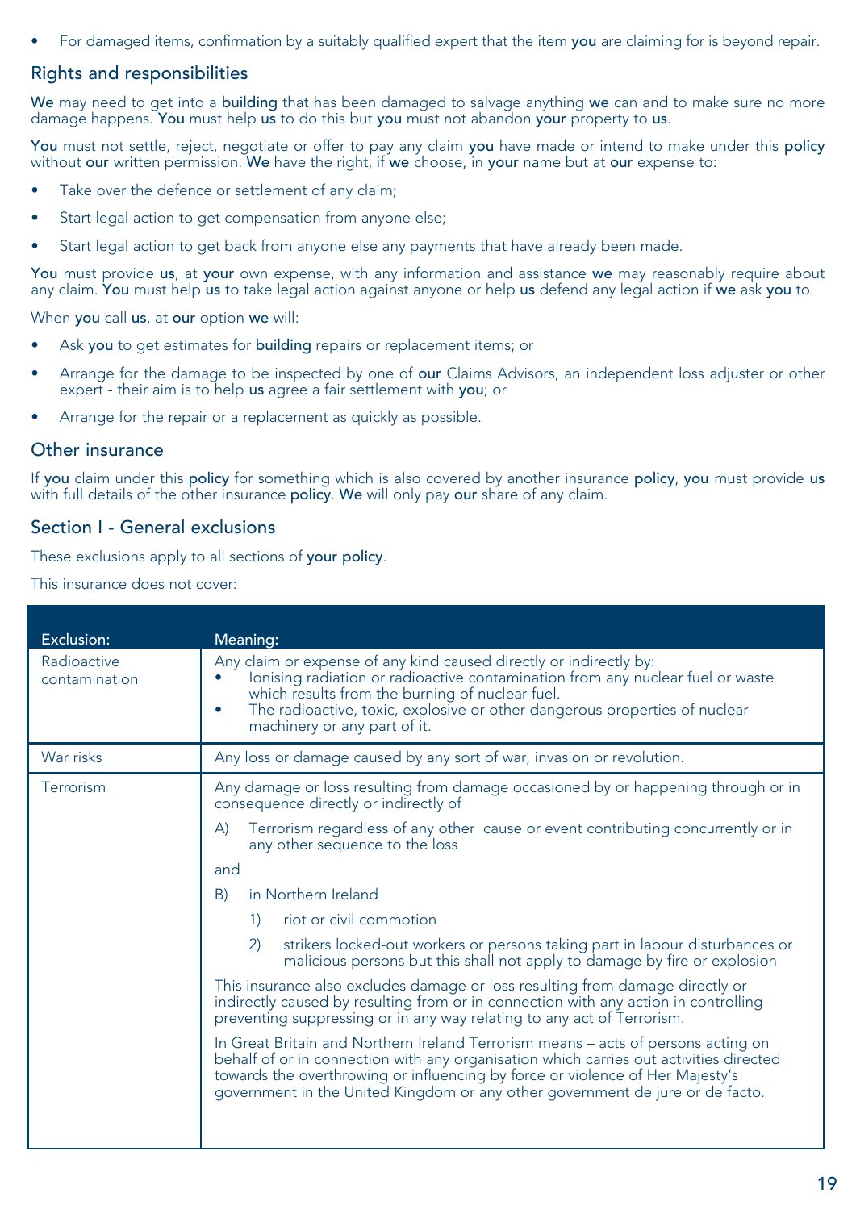- For damaged items, confirmation by a suitably qualified expert that the item **you** are claiming for is beyond repair.

## Rights and responsibilities

**We** may need to get into a **building** that has been damaged to salvage anything **we** can and to make sure no more damage happens. **You** must help **us** to do this but **you** must not abandon **your** property to **us**.

**You** must not settle, reject, negotiate or offer to pay any claim **you** have made or intend to make under this **policy** without **our** written permission. **We** have the right, if **we** choose, in **your** name but at **our** expense to:

- Take over the defence or settlement of any claim;
- Start legal action to get compensation from anyone else;
- Start legal action to get back from anyone else any payments that have already been made.

**You** must provide **us**, at **your** own expense, with any information and assistance **we** may reasonably require about any claim. **You** must help **us** to take legal action against anyone or help **us** defend any legal action if **we** ask **you** to.

When **you** call **us**, at **our** option **we** will:

- Ask **you** to get estimates for **building** repairs or replacement items; or
- Arrange for the damage to be inspected by one of **our** Claims Advisors, an independent loss adjuster or other expert - their aim is to help **us** agree a fair settlement with **you**; or
- Arrange for the repair or a replacement as quickly as possible.

## Other insurance

If **you** claim under this **policy** for something which is also covered by another insurance **policy**, **you** must provide **us** with full details of the other insurance **policy**. **We** will only pay **our** share of any claim.

## Section I - General exclusions

These exclusions apply to all sections of **your policy**.

This insurance does not cover:

| Exclusion: | Meaning: |
|---|---|
| Radioactive contamination | Any claim or expense of any kind caused directly or indirectly by:<br>• Ionising radiation or radioactive contamination from any nuclear fuel or waste which results from the burning of nuclear fuel.<br>• The radioactive, toxic, explosive or other dangerous properties of nuclear machinery or any part of it. |
| War risks | Any loss or damage caused by any sort of war, invasion or revolution. |
| Terrorism | Any damage or loss resulting from damage occasioned by or happening through or in consequence directly or indirectly of<br>A) Terrorism regardless of any other cause or event contributing concurrently or in any other sequence to the loss<br>and<br>B) in Northern Ireland<br>1) riot or civil commotion<br>2) strikers locked-out workers or persons taking part in labour disturbances or malicious persons but this shall not apply to damage by fire or explosion<br>This insurance also excludes damage or loss resulting from damage directly or indirectly caused by resulting from or in connection with any action in controlling preventing suppressing or in any way relating to any act of Terrorism.<br>In Great Britain and Northern Ireland Terrorism means – acts of persons acting on behalf of or in connection with any organisation which carries out activities directed towards the overthrowing or influencing by force or violence of Her Majesty's government in the United Kingdom or any other government de jure or de facto. |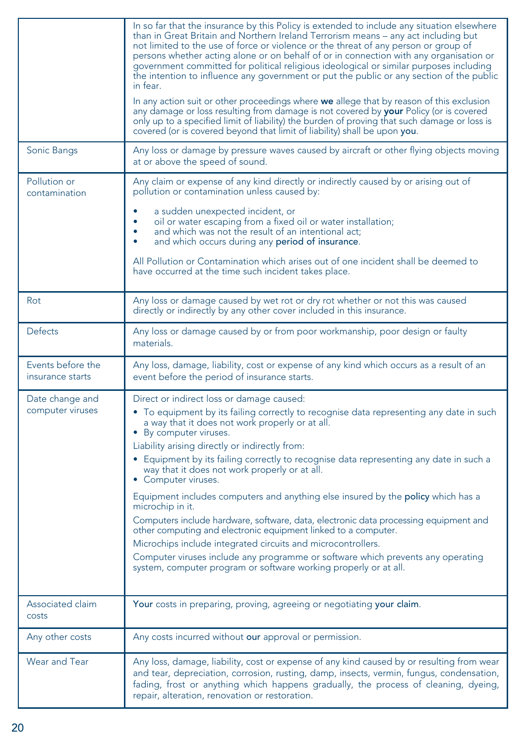| | |
|---|---|
| | In so far that the insurance by this Policy is extended to include any situation elsewhere than in Great Britain and Northern Ireland Terrorism means – any act including but not limited to the use of force or violence or the threat of any person or group of persons whether acting alone or on behalf of or in connection with any organisation or government committed for political religious ideological or similar purposes including the intention to influence any government or put the public or any section of the public in fear.<br><br>In any action suit or other proceedings where **we** allege that by reason of this exclusion any damage or loss resulting from damage is not covered by **your** Policy (or is covered only up to a specified limit of liability) the burden of proving that such damage or loss is covered (or is covered beyond that limit of liability) shall be upon **you**. |
| Sonic Bangs | Any loss or damage by pressure waves caused by aircraft or other flying objects moving at or above the speed of sound. |
| Pollution or contamination | Any claim or expense of any kind directly or indirectly caused by or arising out of pollution or contamination unless caused by:<br>• a sudden unexpected incident, or<br>• oil or water escaping from a fixed oil or water installation;<br>• and which was not the result of an intentional act;<br>• and which occurs during any **period of insurance**.<br><br>All Pollution or Contamination which arises out of one incident shall be deemed to have occurred at the time such incident takes place. |
| Rot | Any loss or damage caused by wet rot or dry rot whether or not this was caused directly or indirectly by any other cover included in this insurance. |
| Defects | Any loss or damage caused by or from poor workmanship, poor design or faulty materials. |
| Events before the insurance starts | Any loss, damage, liability, cost or expense of any kind which occurs as a result of an event before the period of insurance starts. |
| Date change and computer viruses | Direct or indirect loss or damage caused:<br>• To equipment by its failing correctly to recognise data representing any date in such a way that it does not work properly or at all.<br>• By computer viruses.<br>Liability arising directly or indirectly from:<br>• Equipment by its failing correctly to recognise data representing any date in such a way that it does not work properly or at all.<br>• Computer viruses.<br><br>Equipment includes computers and anything else insured by the **policy** which has a microchip in it.<br>Computers include hardware, software, data, electronic data processing equipment and other computing and electronic equipment linked to a computer.<br>Microchips include integrated circuits and microcontrollers.<br>Computer viruses include any programme or software which prevents any operating system, computer program or software working properly or at all. |
| Associated claim costs | **Your** costs in preparing, proving, agreeing or negotiating **your claim**. |
| Any other costs | Any costs incurred without **our** approval or permission. |
| Wear and Tear | Any loss, damage, liability, cost or expense of any kind caused by or resulting from wear and tear, depreciation, corrosion, rusting, damp, insects, vermin, fungus, condensation, fading, frost or anything which happens gradually, the process of cleaning, dyeing, repair, alteration, renovation or restoration. |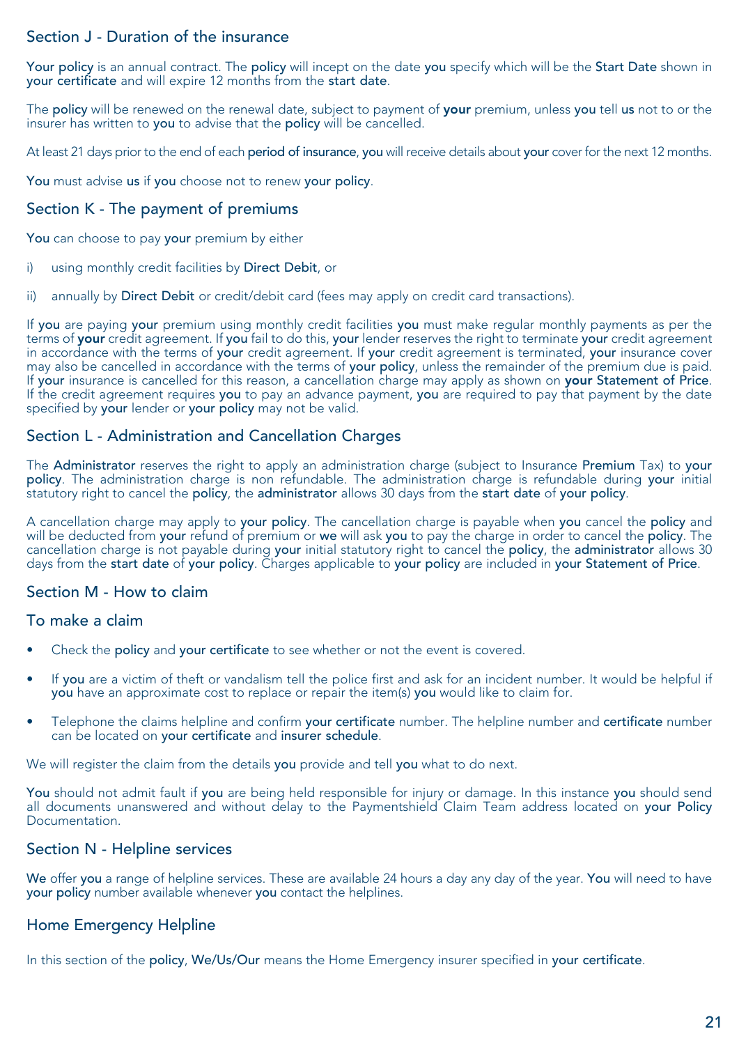## Section J - Duration of the insurance

**Your policy** is an annual contract. The **policy** will incept on the date **you** specify which will be the **Start Date** shown in **your certificate** and will expire 12 months from the **start date**.

The **policy** will be renewed on the renewal date, subject to payment of **your** premium, unless **you** tell **us** not to or the insurer has written to **you** to advise that the **policy** will be cancelled.

At least 21 days prior to the end of each **period of insurance**, **you** will receive details about **your** cover for the next 12 months.

**You** must advise **us** if **you** choose not to renew **your policy**.

## Section K - The payment of premiums

**You** can choose to pay **your** premium by either

i) using monthly credit facilities by **Direct Debit**, or

ii) annually by **Direct Debit** or credit/debit card (fees may apply on credit card transactions).

If **you** are paying **your** premium using monthly credit facilities **you** must make regular monthly payments as per the terms of **your** credit agreement. If **you** fail to do this, **your** lender reserves the right to terminate **your** credit agreement in accordance with the terms of **your** credit agreement. If **your** credit agreement is terminated, **your** insurance cover may also be cancelled in accordance with the terms of **your policy**, unless the remainder of the premium due is paid. If **your** insurance is cancelled for this reason, a cancellation charge may apply as shown on **your Statement of Price**. If the credit agreement requires **you** to pay an advance payment, **you** are required to pay that payment by the date specified by **your** lender or **your policy** may not be valid.

## Section L - Administration and Cancellation Charges

The **Administrator** reserves the right to apply an administration charge (subject to Insurance **Premium** Tax) to **your policy**. The administration charge is non refundable. The administration charge is refundable during **your** initial statutory right to cancel the **policy**, the **administrator** allows 30 days from the **start date** of **your policy**.

A cancellation charge may apply to **your policy**. The cancellation charge is payable when **you** cancel the **policy** and will be deducted from **your** refund of premium or **we** will ask **you** to pay the charge in order to cancel the **policy**. The cancellation charge is not payable during **your** initial statutory right to cancel the **policy**, the **administrator** allows 30 days from the **start date** of **your policy**. Charges applicable to **your policy** are included in **your Statement of Price**.

## Section M - How to claim

### To make a claim

- Check the **policy** and **your certificate** to see whether or not the event is covered.
- If **you** are a victim of theft or vandalism tell the police first and ask for an incident number. It would be helpful if **you** have an approximate cost to replace or repair the item(s) **you** would like to claim for.
- Telephone the claims helpline and confirm **your certificate** number. The helpline number and **certificate** number can be located on **your certificate** and **insurer schedule**.

We will register the claim from the details **you** provide and tell **you** what to do next.

**You** should not admit fault if **you** are being held responsible for injury or damage. In this instance **you** should send all documents unanswered and without delay to the Paymentshield Claim Team address located on **your Policy** Documentation.

## Section N - Helpline services

**We** offer **you** a range of helpline services. These are available 24 hours a day any day of the year. **You** will need to have **your policy** number available whenever **you** contact the helplines.

### Home Emergency Helpline

In this section of the **policy**, **We/Us/Our** means the Home Emergency insurer specified in **your certificate**.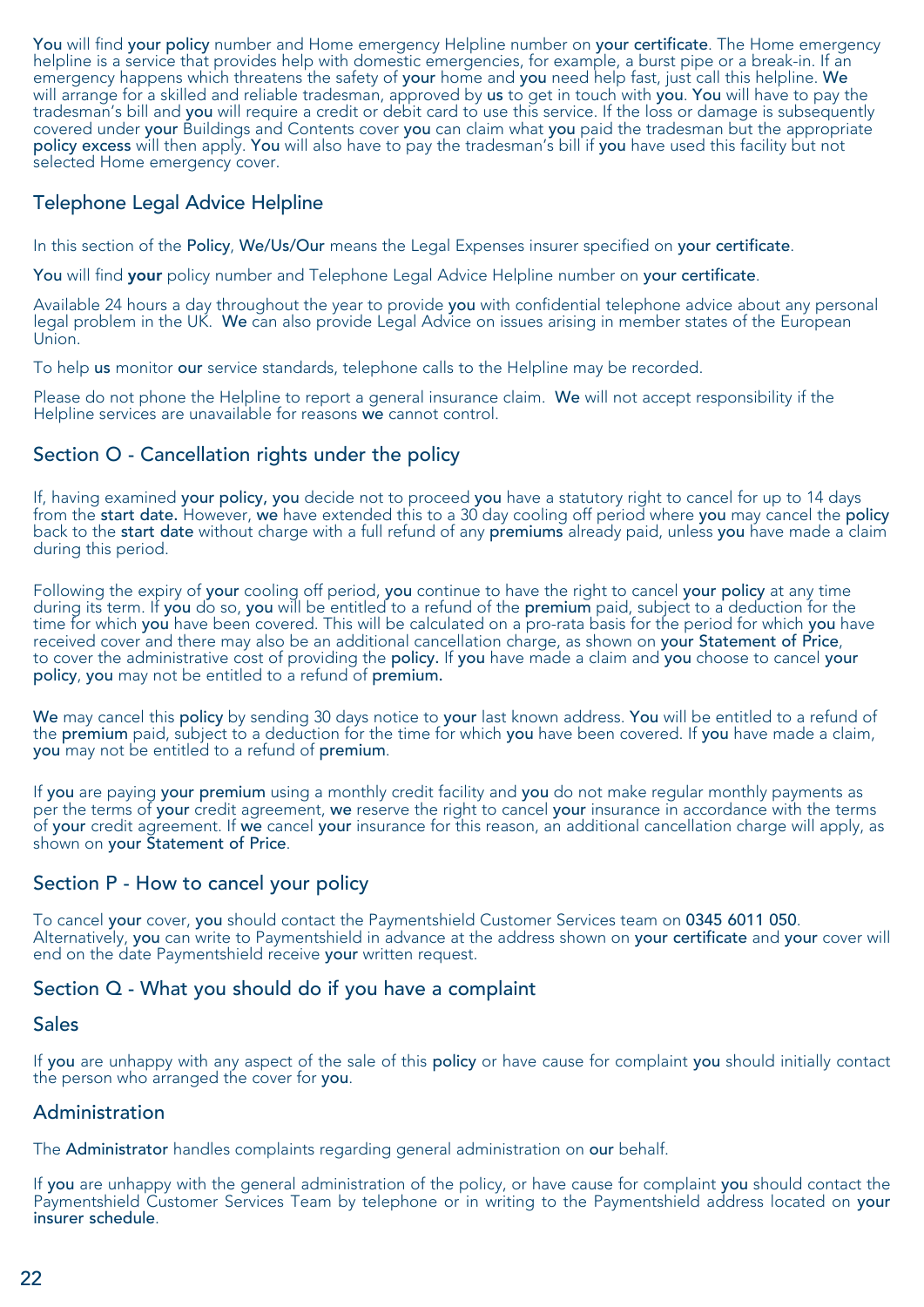**You** will find **your policy** number and Home emergency Helpline number on **your certificate**. The Home emergency helpline is a service that provides help with domestic emergencies, for example, a burst pipe or a break-in. If an emergency happens which threatens the safety of **your** home and **you** need help fast, just call this helpline. **We** will arrange for a skilled and reliable tradesman, approved by **us** to get in touch with **you**. **You** will have to pay the tradesman's bill and **you** will require a credit or debit card to use this service. If the loss or damage is subsequently covered under **your** Buildings and Contents cover **you** can claim what **you** paid the tradesman but the appropriate **policy excess** will then apply. **You** will also have to pay the tradesman's bill if **you** have used this facility but not selected Home emergency cover.

## Telephone Legal Advice Helpline

In this section of the **Policy**, **We/Us/Our** means the Legal Expenses insurer specified on **your certificate**.

**You** will find **your** policy number and Telephone Legal Advice Helpline number on **your certificate**.

Available 24 hours a day throughout the year to provide **you** with confidential telephone advice about any personal legal problem in the UK. **We** can also provide Legal Advice on issues arising in member states of the European Union.

To help **us** monitor **our** service standards, telephone calls to the Helpline may be recorded.

Please do not phone the Helpline to report a general insurance claim. **We** will not accept responsibility if the Helpline services are unavailable for reasons **we** cannot control.

## Section O - Cancellation rights under the policy

If, having examined **your policy, you** decide not to proceed **you** have a statutory right to cancel for up to 14 days from the **start date.** However, **we** have extended this to a 30 day cooling off period where **you** may cancel the **policy** back to the **start date** without charge with a full refund of any **premiums** already paid, unless **you** have made a claim during this period.

Following the expiry of **your** cooling off period, **you** continue to have the right to cancel **your policy** at any time during its term. If **you** do so, **you** will be entitled to a refund of the **premium** paid, subject to a deduction for the time for which **you** have been covered. This will be calculated on a pro-rata basis for the period for which **you** have received cover and there may also be an additional cancellation charge, as shown on **your Statement of Price**, to cover the administrative cost of providing the **policy.** If **you** have made a claim and **you** choose to cancel **your policy**, **you** may not be entitled to a refund of **premium.**

**We** may cancel this **policy** by sending 30 days notice to **your** last known address. **You** will be entitled to a refund of the **premium** paid, subject to a deduction for the time for which **you** have been covered. If **you** have made a claim, **you** may not be entitled to a refund of **premium**.

If **you** are paying **your premium** using a monthly credit facility and **you** do not make regular monthly payments as per the terms of **your** credit agreement, **we** reserve the right to cancel **your** insurance in accordance with the terms of **your** credit agreement. If **we** cancel **your** insurance for this reason, an additional cancellation charge will apply, as shown on **your Statement of Price**.

## Section P - How to cancel your policy

To cancel **your** cover, **you** should contact the Paymentshield Customer Services team on **0345 6011 050**. Alternatively, **you** can write to Paymentshield in advance at the address shown on **your certificate** and **your** cover will end on the date Paymentshield receive **your** written request.

## Section Q - What you should do if you have a complaint

### Sales

If **you** are unhappy with any aspect of the sale of this **policy** or have cause for complaint **you** should initially contact the person who arranged the cover for **you**.

### Administration

The **Administrator** handles complaints regarding general administration on **our** behalf.

If **you** are unhappy with the general administration of the policy, or have cause for complaint **you** should contact the Paymentshield Customer Services Team by telephone or in writing to the Paymentshield address located on **your insurer schedule**.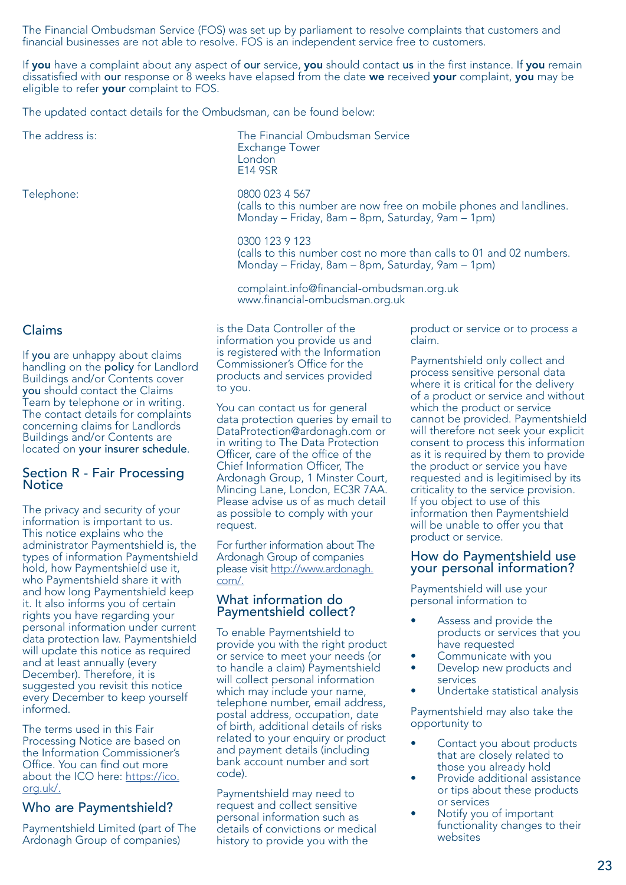The Financial Ombudsman Service (FOS) was set up by parliament to resolve complaints that customers and financial businesses are not able to resolve. FOS is an independent service free to customers.

If **you** have a complaint about any aspect of **our** service, **you** should contact **us** in the first instance. If **you** remain dissatisfied with **our** response or 8 weeks have elapsed from the date **we** received **your** complaint, **you** may be eligible to refer **your** complaint to FOS.

The updated contact details for the Ombudsman, can be found below:

The address is:

The Financial Ombudsman Service
Exchange Tower
London
E14 9SR

Telephone:

0800 023 4 567
(calls to this number are now free on mobile phones and landlines. Monday – Friday, 8am – 8pm, Saturday, 9am – 1pm)

0300 123 9 123
(calls to this number cost no more than calls to 01 and 02 numbers. Monday – Friday, 8am – 8pm, Saturday, 9am – 1pm)

complaint.info@financial-ombudsman.org.uk
www.financial-ombudsman.org.uk

## Claims

If **you** are unhappy about claims handling on the **policy** for Landlord Buildings and/or Contents cover **you** should contact the Claims Team by telephone or in writing. The contact details for complaints concerning claims for Landlords Buildings and/or Contents are located on **your insurer schedule**.

## Section R - Fair Processing Notice

The privacy and security of your information is important to us. This notice explains who the administrator Paymentshield is, the types of information Paymentshield hold, how Paymentshield use it, who Paymentshield share it with and how long Paymentshield keep it. It also informs you of certain rights you have regarding your personal information under current data protection law. Paymentshield will update this notice as required and at least annually (every December). Therefore, it is suggested you revisit this notice every December to keep yourself informed.

The terms used in this Fair Processing Notice are based on the Information Commissioner's Office. You can find out more about the ICO here: https://ico.org.uk/.

### Who are Paymentshield?

Paymentshield Limited (part of The Ardonagh Group of companies) is the Data Controller of the information you provide us and is registered with the Information Commissioner's Office for the products and services provided to you.

You can contact us for general data protection queries by email to DataProtection@ardonagh.com or in writing to The Data Protection Officer, care of the office of the Chief Information Officer, The Ardonagh Group, 1 Minster Court, Mincing Lane, London, EC3R 7AA. Please advise us of as much detail as possible to comply with your request.

For further information about The Ardonagh Group of companies please visit http://www.ardonagh.com/.

### What information do Paymentshield collect?

To enable Paymentshield to provide you with the right product or service to meet your needs (or to handle a claim) Paymentshield will collect personal information which may include your name, telephone number, email address, postal address, occupation, date of birth, additional details of risks related to your enquiry or product and payment details (including bank account number and sort code).

Paymentshield may need to request and collect sensitive personal information such as details of convictions or medical history to provide you with the product or service or to process a claim.

Paymentshield only collect and process sensitive personal data where it is critical for the delivery of a product or service and without which the product or service cannot be provided. Paymentshield will therefore not seek your explicit consent to process this information as it is required by them to provide the product or service you have requested and is legitimised by its criticality to the service provision. If you object to use of this information then Paymentshield will be unable to offer you that product or service.

### How do Paymentshield use your personal information?

Paymentshield will use your personal information to

- Assess and provide the products or services that you have requested
- Communicate with you
- Develop new products and services
- Undertake statistical analysis

Paymentshield may also take the opportunity to

- Contact you about products that are closely related to those you already hold
- Provide additional assistance or tips about these products or services
- Notify you of important functionality changes to their websites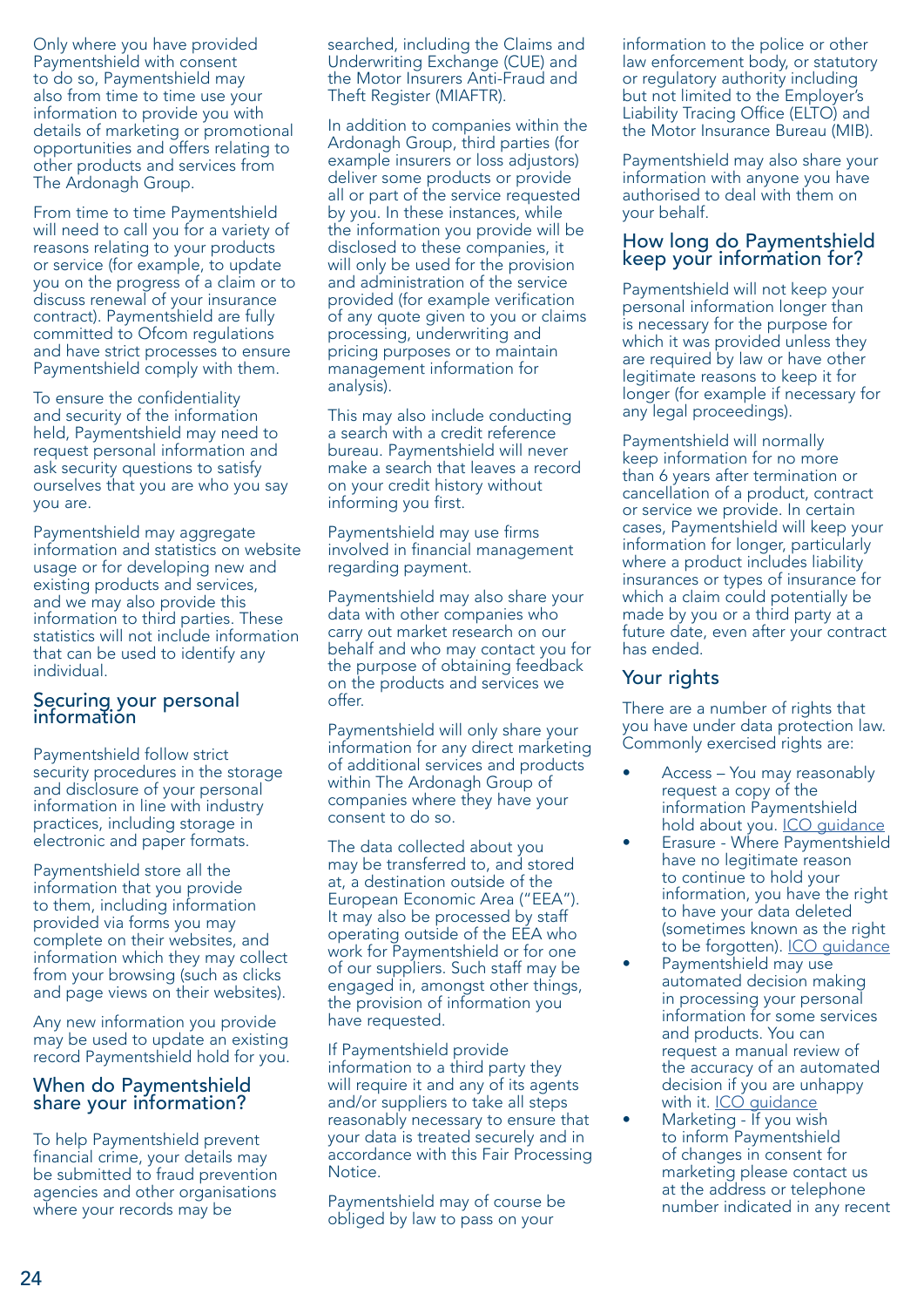Only where you have provided Paymentshield with consent to do so, Paymentshield may also from time to time use your information to provide you with details of marketing or promotional opportunities and offers relating to other products and services from The Ardonagh Group.

From time to time Paymentshield will need to call you for a variety of reasons relating to your products or service (for example, to update you on the progress of a claim or to discuss renewal of your insurance contract). Paymentshield are fully committed to Ofcom regulations and have strict processes to ensure Paymentshield comply with them.

To ensure the confidentiality and security of the information held, Paymentshield may need to request personal information and ask security questions to satisfy ourselves that you are who you say you are.

Paymentshield may aggregate information and statistics on website usage or for developing new and existing products and services, and we may also provide this information to third parties. These statistics will not include information that can be used to identify any individual.

## Securing your personal information

Paymentshield follow strict security procedures in the storage and disclosure of your personal information in line with industry practices, including storage in electronic and paper formats.

Paymentshield store all the information that you provide to them, including information provided via forms you may complete on their websites, and information which they may collect from your browsing (such as clicks and page views on their websites).

Any new information you provide may be used to update an existing record Paymentshield hold for you.

## When do Paymentshield share your information?

To help Paymentshield prevent financial crime, your details may be submitted to fraud prevention agencies and other organisations where your records may be searched, including the Claims and Underwriting Exchange (CUE) and the Motor Insurers Anti-Fraud and Theft Register (MIAFTR).

In addition to companies within the Ardonagh Group, third parties (for example insurers or loss adjustors) deliver some products or provide all or part of the service requested by you. In these instances, while the information you provide will be disclosed to these companies, it will only be used for the provision and administration of the service provided (for example verification of any quote given to you or claims processing, underwriting and pricing purposes or to maintain management information for analysis).

This may also include conducting a search with a credit reference bureau. Paymentshield will never make a search that leaves a record on your credit history without informing you first.

Paymentshield may use firms involved in financial management regarding payment.

Paymentshield may also share your data with other companies who carry out market research on our behalf and who may contact you for the purpose of obtaining feedback on the products and services we offer.

Paymentshield will only share your information for any direct marketing of additional services and products within The Ardonagh Group of companies where they have your consent to do so.

The data collected about you may be transferred to, and stored at, a destination outside of the European Economic Area ("EEA"). It may also be processed by staff operating outside of the EEA who work for Paymentshield or for one of our suppliers. Such staff may be engaged in, amongst other things, the provision of information you have requested.

If Paymentshield provide information to a third party they will require it and any of its agents and/or suppliers to take all steps reasonably necessary to ensure that your data is treated securely and in accordance with this Fair Processing Notice.

Paymentshield may of course be obliged by law to pass on your information to the police or other law enforcement body, or statutory or regulatory authority including but not limited to the Employer's Liability Tracing Office (ELTO) and the Motor Insurance Bureau (MIB).

Paymentshield may also share your information with anyone you have authorised to deal with them on your behalf.

## How long do Paymentshield keep your information for?

Paymentshield will not keep your personal information longer than is necessary for the purpose for which it was provided unless they are required by law or have other legitimate reasons to keep it for longer (for example if necessary for any legal proceedings).

Paymentshield will normally keep information for no more than 6 years after termination or cancellation of a product, contract or service we provide. In certain cases, Paymentshield will keep your information for longer, particularly where a product includes liability insurances or types of insurance for which a claim could potentially be made by you or a third party at a future date, even after your contract has ended.

## Your rights

There are a number of rights that you have under data protection law. Commonly exercised rights are:

- Access – You may reasonably request a copy of the information Paymentshield hold about you. ICO guidance
- Erasure - Where Paymentshield have no legitimate reason to continue to hold your information, you have the right to have your data deleted (sometimes known as the right to be forgotten). ICO guidance
- Paymentshield may use automated decision making in processing your personal information for some services and products. You can request a manual review of the accuracy of an automated decision if you are unhappy with it. ICO guidance
- Marketing - If you wish to inform Paymentshield of changes in consent for marketing please contact us at the address or telephone number indicated in any recent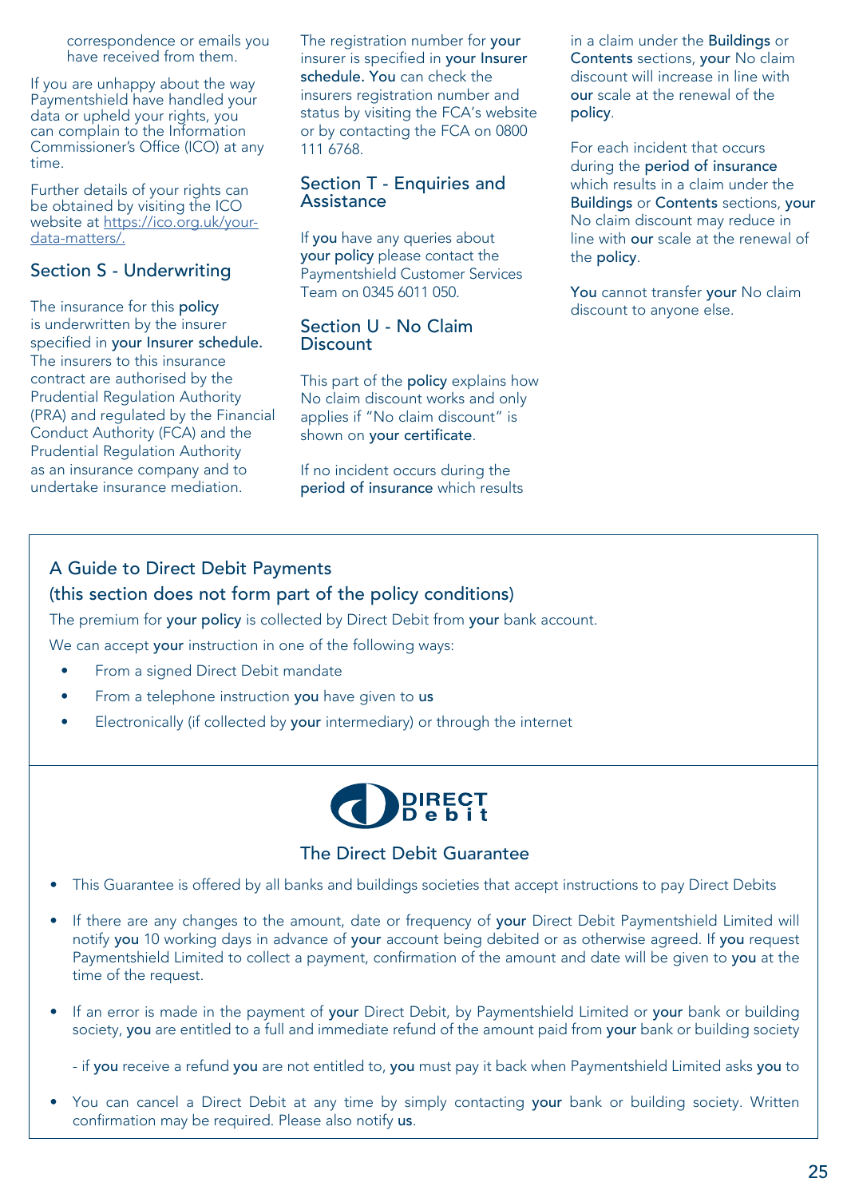correspondence or emails you have received from them.

If you are unhappy about the way Paymentshield have handled your data or upheld your rights, you can complain to the Information Commissioner's Office (ICO) at any time.

Further details of your rights can be obtained by visiting the ICO website at https://ico.org.uk/your-data-matters/.

## Section S - Underwriting

The insurance for this **policy** is underwritten by the insurer specified in **your Insurer schedule.** The insurers to this insurance contract are authorised by the Prudential Regulation Authority (PRA) and regulated by the Financial Conduct Authority (FCA) and the Prudential Regulation Authority as an insurance company and to undertake insurance mediation.

The registration number for **your** insurer is specified in **your Insurer schedule. You** can check the insurers registration number and status by visiting the FCA's website or by contacting the FCA on 0800 111 6768.

## Section T - Enquiries and Assistance

If **you** have any queries about **your policy** please contact the Paymentshield Customer Services Team on 0345 6011 050.

## Section U - No Claim Discount

This part of the **policy** explains how No claim discount works and only applies if "No claim discount" is shown on **your certificate**.

If no incident occurs during the **period of insurance** which results in a claim under the **Buildings** or **Contents** sections, **your** No claim discount will increase in line with **our** scale at the renewal of the **policy**.

For each incident that occurs during the **period of insurance** which results in a claim under the **Buildings** or **Contents** sections, **your** No claim discount may reduce in line with **our** scale at the renewal of the **policy**.

**You** cannot transfer **your** No claim discount to anyone else.

## A Guide to Direct Debit Payments
## (this section does not form part of the policy conditions)

The premium for **your policy** is collected by Direct Debit from **your** bank account.

We can accept **your** instruction in one of the following ways:

- From a signed Direct Debit mandate
- From a telephone instruction **you** have given to **us**
- Electronically (if collected by **your** intermediary) or through the internet

DIRECT Debit

### The Direct Debit Guarantee

- This Guarantee is offered by all banks and buildings societies that accept instructions to pay Direct Debits
- If there are any changes to the amount, date or frequency of **your** Direct Debit Paymentshield Limited will notify **you** 10 working days in advance of **your** account being debited or as otherwise agreed. If **you** request Paymentshield Limited to collect a payment, confirmation of the amount and date will be given to **you** at the time of the request.
- If an error is made in the payment of **your** Direct Debit, by Paymentshield Limited or **your** bank or building society, **you** are entitled to a full and immediate refund of the amount paid from **your** bank or building society

  - if **you** receive a refund **you** are not entitled to, **you** must pay it back when Paymentshield Limited asks **you** to
- You can cancel a Direct Debit at any time by simply contacting **your** bank or building society. Written confirmation may be required. Please also notify **us**.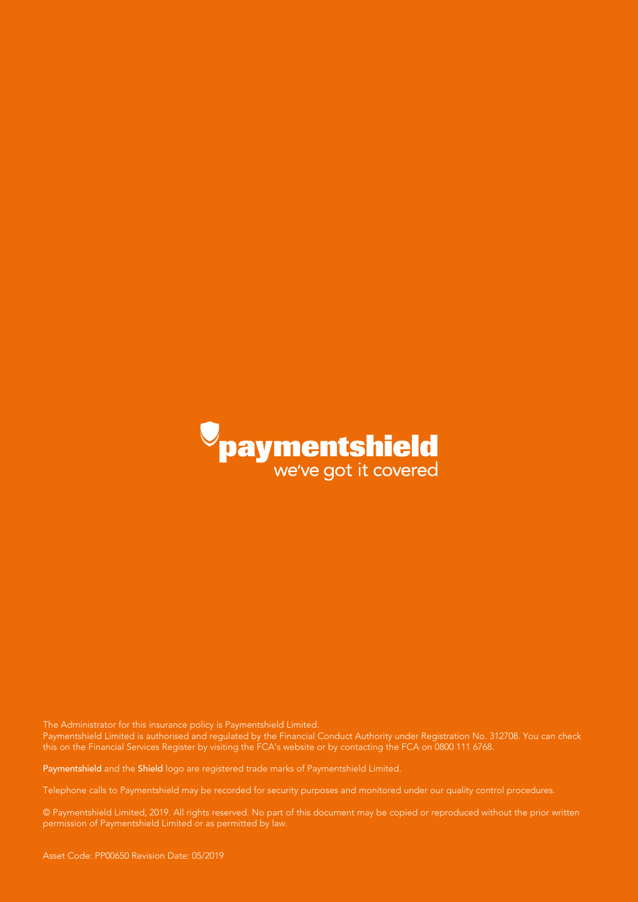paymentshield
we've got it covered

The Administrator for this insurance policy is Paymentshield Limited.
Paymentshield Limited is authorised and regulated by the Financial Conduct Authority under Registration No. 312708. You can check this on the Financial Services Register by visiting the FCA's website or by contacting the FCA on 0800 111 6768.

**Paymentshield** and the **Shield** logo are registered trade marks of Paymentshield Limited.

Telephone calls to Paymentshield may be recorded for security purposes and monitored under our quality control procedures.

© Paymentshield Limited, 2019. All rights reserved. No part of this document may be copied or reproduced without the prior written permission of Paymentshield Limited or as permitted by law.

Asset Code: PP00650 Revision Date: 05/2019